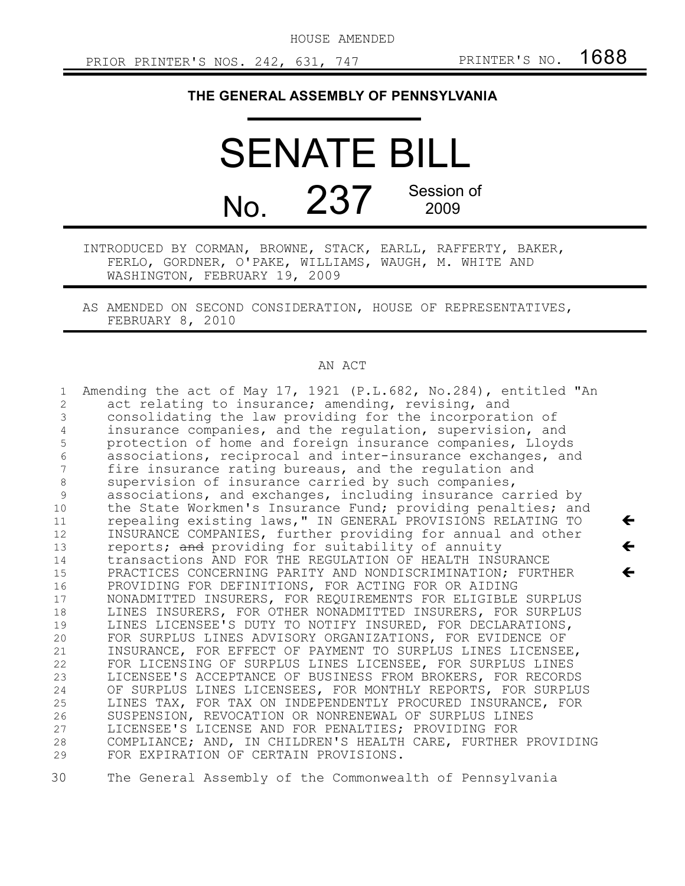HOUSE AMENDED

PRIOR PRINTER'S NOS. 242, 631, 747 PRINTER'S NO. 1688

# THE GENERAL ASSEMBLY OF PENNSYLVANIA

# SENATE BILL

# No. 237 Session of 2009

INTRODUCED BY CORMAN, BROWNE, STACK, EARLL, RAFFERTY, BAKER, FERLO, GORDNER, O'PAKE, WILLIAMS, WAUGH, M. WHITE AND WASHINGTON, FEBRUARY 19, 2009

AS AMENDED ON SECOND CONSIDERATION, HOUSE OF REPRESENTATIVES, FEBRUARY 8, 2010

AN ACT

Amending the act of May 17, 1921 (P.L.682, No.284), entitled "An act relating to insurance; amending, revising, and consolidating the law providing for the incorporation of insurance companies, and the regulation, supervision, and protection of home and foreign insurance companies, Lloyds associations, reciprocal and inter-insurance exchanges, and fire insurance rating bureaus, and the regulation and supervision of insurance carried by such companies, associations, and exchanges, including insurance carried by the State Workmen's Insurance Fund; providing penalties; and repealing existing laws," IN GENERAL PROVISIONS RELATING TO INSURANCE COMPANIES, further providing for annual and other reports; ~~and~~ providing for suitability of annuity transactions AND FOR THE REGULATION OF HEALTH INSURANCE PRACTICES CONCERNING PARITY AND NONDISCRIMINATION; FURTHER PROVIDING FOR DEFINITIONS, FOR ACTING FOR OR AIDING NONADMITTED INSURERS, FOR REQUIREMENTS FOR ELIGIBLE SURPLUS LINES INSURERS, FOR OTHER NONADMITTED INSURERS, FOR SURPLUS LINES LICENSEE'S DUTY TO NOTIFY INSURED, FOR DECLARATIONS, FOR SURPLUS LINES ADVISORY ORGANIZATIONS, FOR EVIDENCE OF INSURANCE, FOR EFFECT OF PAYMENT TO SURPLUS LINES LICENSEE, FOR LICENSING OF SURPLUS LINES LICENSEE, FOR SURPLUS LINES LICENSEE'S ACCEPTANCE OF BUSINESS FROM BROKERS, FOR RECORDS OF SURPLUS LINES LICENSEES, FOR MONTHLY REPORTS, FOR SURPLUS LINES TAX, FOR TAX ON INDEPENDENTLY PROCURED INSURANCE, FOR SUSPENSION, REVOCATION OR NONRENEWAL OF SURPLUS LINES LICENSEE'S LICENSE AND FOR PENALTIES; PROVIDING FOR COMPLIANCE; AND, IN CHILDREN'S HEALTH CARE, FURTHER PROVIDING FOR EXPIRATION OF CERTAIN PROVISIONS.

The General Assembly of the Commonwealth of Pennsylvania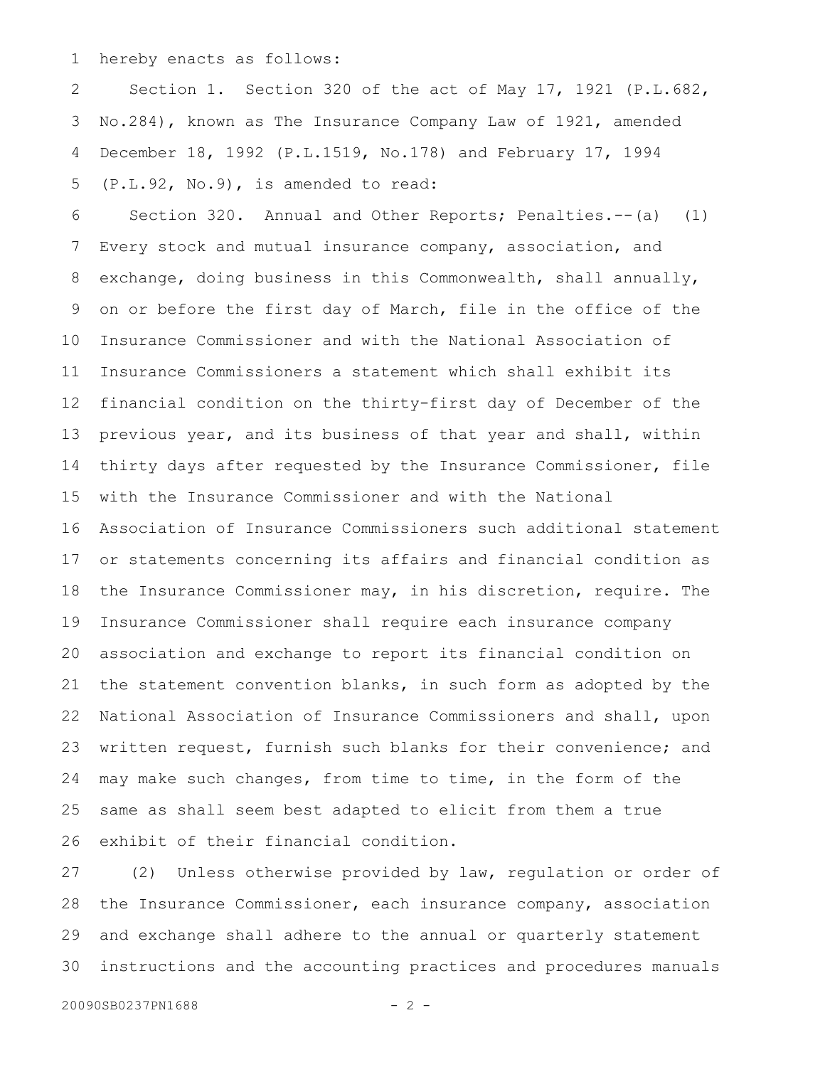hereby enacts as follows:

Section 1. Section 320 of the act of May 17, 1921 (P.L.682, No.284), known as The Insurance Company Law of 1921, amended December 18, 1992 (P.L.1519, No.178) and February 17, 1994 (P.L.92, No.9), is amended to read:

Section 320. Annual and Other Reports; Penalties.--(a) (1) Every stock and mutual insurance company, association, and exchange, doing business in this Commonwealth, shall annually, on or before the first day of March, file in the office of the Insurance Commissioner and with the National Association of Insurance Commissioners a statement which shall exhibit its financial condition on the thirty-first day of December of the previous year, and its business of that year and shall, within thirty days after requested by the Insurance Commissioner, file with the Insurance Commissioner and with the National Association of Insurance Commissioners such additional statement or statements concerning its affairs and financial condition as the Insurance Commissioner may, in his discretion, require. The Insurance Commissioner shall require each insurance company association and exchange to report its financial condition on the statement convention blanks, in such form as adopted by the National Association of Insurance Commissioners and shall, upon written request, furnish such blanks for their convenience; and may make such changes, from time to time, in the form of the same as shall seem best adapted to elicit from them a true exhibit of their financial condition.

(2) Unless otherwise provided by law, regulation or order of the Insurance Commissioner, each insurance company, association and exchange shall adhere to the annual or quarterly statement instructions and the accounting practices and procedures manuals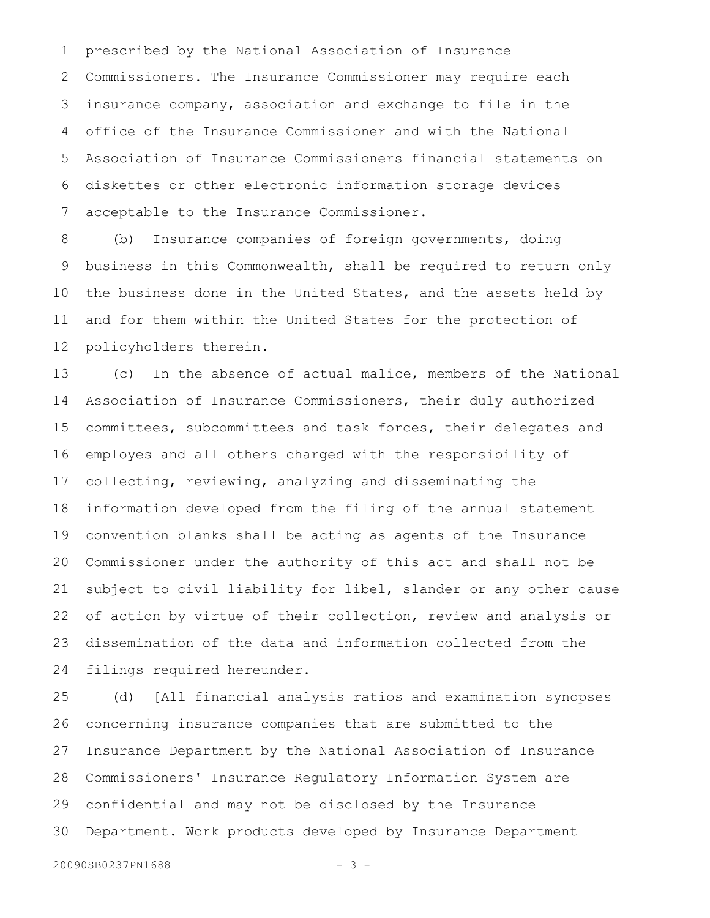prescribed by the National Association of Insurance Commissioners. The Insurance Commissioner may require each insurance company, association and exchange to file in the office of the Insurance Commissioner and with the National Association of Insurance Commissioners financial statements on diskettes or other electronic information storage devices acceptable to the Insurance Commissioner.

(b) Insurance companies of foreign governments, doing business in this Commonwealth, shall be required to return only the business done in the United States, and the assets held by and for them within the United States for the protection of policyholders therein.

(c) In the absence of actual malice, members of the National Association of Insurance Commissioners, their duly authorized committees, subcommittees and task forces, their delegates and employes and all others charged with the responsibility of collecting, reviewing, analyzing and disseminating the information developed from the filing of the annual statement convention blanks shall be acting as agents of the Insurance Commissioner under the authority of this act and shall not be subject to civil liability for libel, slander or any other cause of action by virtue of their collection, review and analysis or dissemination of the data and information collected from the filings required hereunder.

(d) [All financial analysis ratios and examination synopses concerning insurance companies that are submitted to the Insurance Department by the National Association of Insurance Commissioners' Insurance Regulatory Information System are confidential and may not be disclosed by the Insurance Department. Work products developed by Insurance Department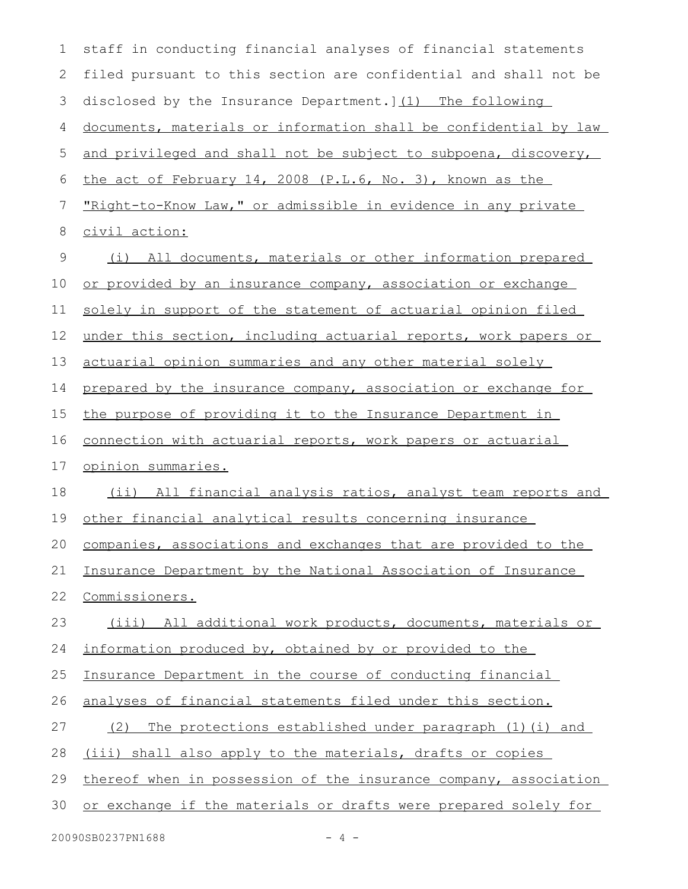staff in conducting financial analyses of financial statements filed pursuant to this section are confidential and shall not be disclosed by the Insurance Department.] (1) The following documents, materials or information shall be confidential by law and privileged and shall not be subject to subpoena, discovery, the act of February 14, 2008 (P.L.6, No. 3), known as the "Right-to-Know Law," or admissible in evidence in any private civil action:

(i) All documents, materials or other information prepared or provided by an insurance company, association or exchange solely in support of the statement of actuarial opinion filed under this section, including actuarial reports, work papers or actuarial opinion summaries and any other material solely prepared by the insurance company, association or exchange for the purpose of providing it to the Insurance Department in connection with actuarial reports, work papers or actuarial opinion summaries.

(ii) All financial analysis ratios, analyst team reports and other financial analytical results concerning insurance companies, associations and exchanges that are provided to the Insurance Department by the National Association of Insurance Commissioners.

(iii) All additional work products, documents, materials or information produced by, obtained by or provided to the Insurance Department in the course of conducting financial analyses of financial statements filed under this section.

(2) The protections established under paragraph (1)(i) and (iii) shall also apply to the materials, drafts or copies thereof when in possession of the insurance company, association or exchange if the materials or drafts were prepared solely for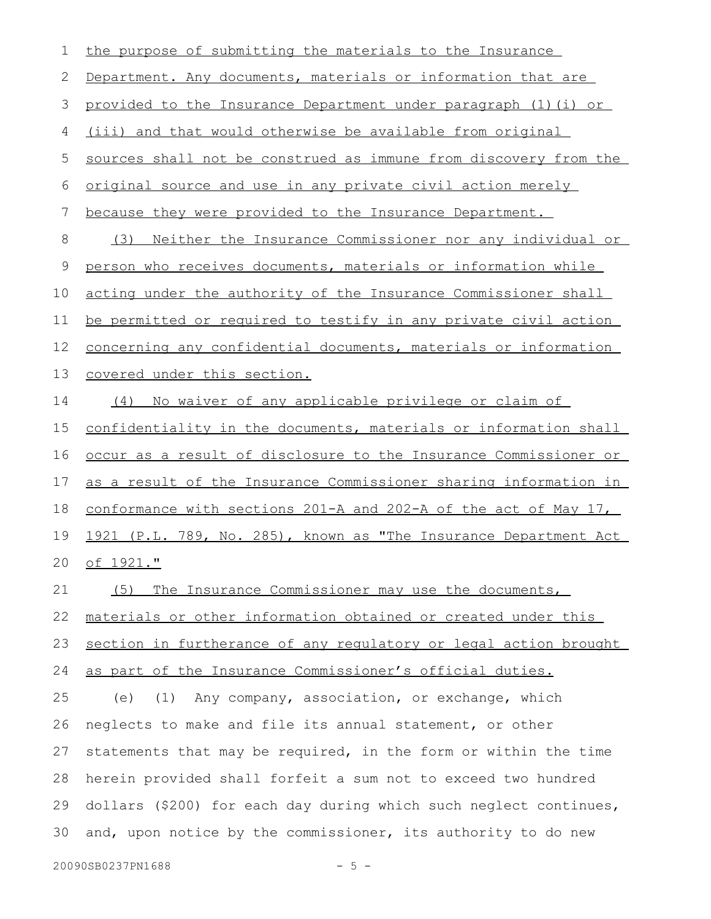the purpose of submitting the materials to the Insurance Department. Any documents, materials or information that are provided to the Insurance Department under paragraph (1)(i) or (iii) and that would otherwise be available from original sources shall not be construed as immune from discovery from the original source and use in any private civil action merely because they were provided to the Insurance Department.

(3) Neither the Insurance Commissioner nor any individual or person who receives documents, materials or information while acting under the authority of the Insurance Commissioner shall be permitted or required to testify in any private civil action concerning any confidential documents, materials or information covered under this section.

(4) No waiver of any applicable privilege or claim of confidentiality in the documents, materials or information shall occur as a result of disclosure to the Insurance Commissioner or as a result of the Insurance Commissioner sharing information in conformance with sections 201-A and 202-A of the act of May 17, 1921 (P.L. 789, No. 285), known as "The Insurance Department Act of 1921."

(5) The Insurance Commissioner may use the documents, materials or other information obtained or created under this section in furtherance of any regulatory or legal action brought as part of the Insurance Commissioner's official duties.

(e) (1) Any company, association, or exchange, which neglects to make and file its annual statement, or other statements that may be required, in the form or within the time herein provided shall forfeit a sum not to exceed two hundred dollars ($200) for each day during which such neglect continues, and, upon notice by the commissioner, its authority to do new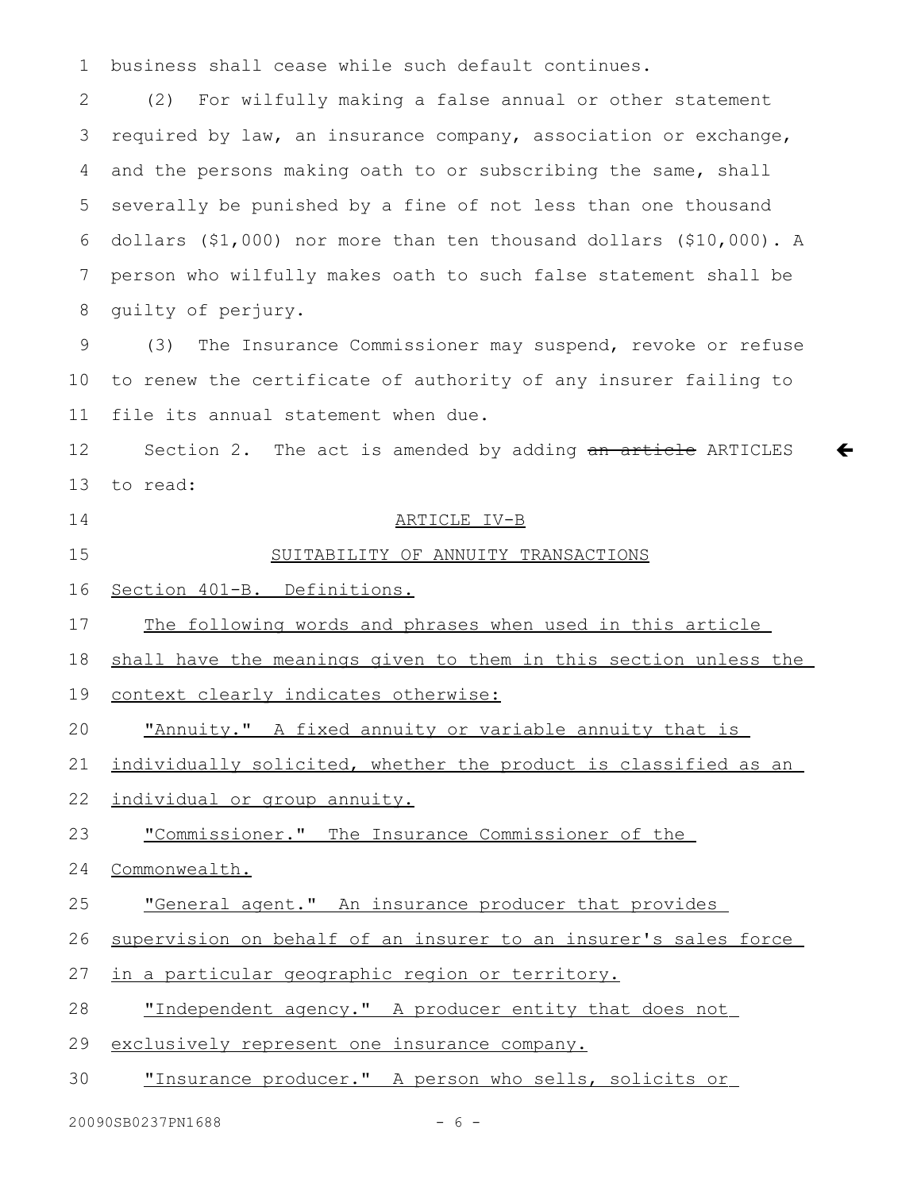business shall cease while such default continues.

(2) For wilfully making a false annual or other statement required by law, an insurance company, association or exchange, and the persons making oath to or subscribing the same, shall severally be punished by a fine of not less than one thousand dollars ($1,000) nor more than ten thousand dollars ($10,000). A person who wilfully makes oath to such false statement shall be guilty of perjury.

(3) The Insurance Commissioner may suspend, revoke or refuse to renew the certificate of authority of any insurer failing to file its annual statement when due.

Section 2. The act is amended by adding ~~an article~~ ARTICLES to read:

ARTICLE IV-B

SUITABILITY OF ANNUITY TRANSACTIONS

Section 401-B. Definitions.

The following words and phrases when used in this article shall have the meanings given to them in this section unless the context clearly indicates otherwise:

"Annuity." A fixed annuity or variable annuity that is individually solicited, whether the product is classified as an individual or group annuity.

"Commissioner." The Insurance Commissioner of the Commonwealth.

"General agent." An insurance producer that provides supervision on behalf of an insurer to an insurer's sales force in a particular geographic region or territory.

"Independent agency." A producer entity that does not exclusively represent one insurance company.

"Insurance producer." A person who sells, solicits or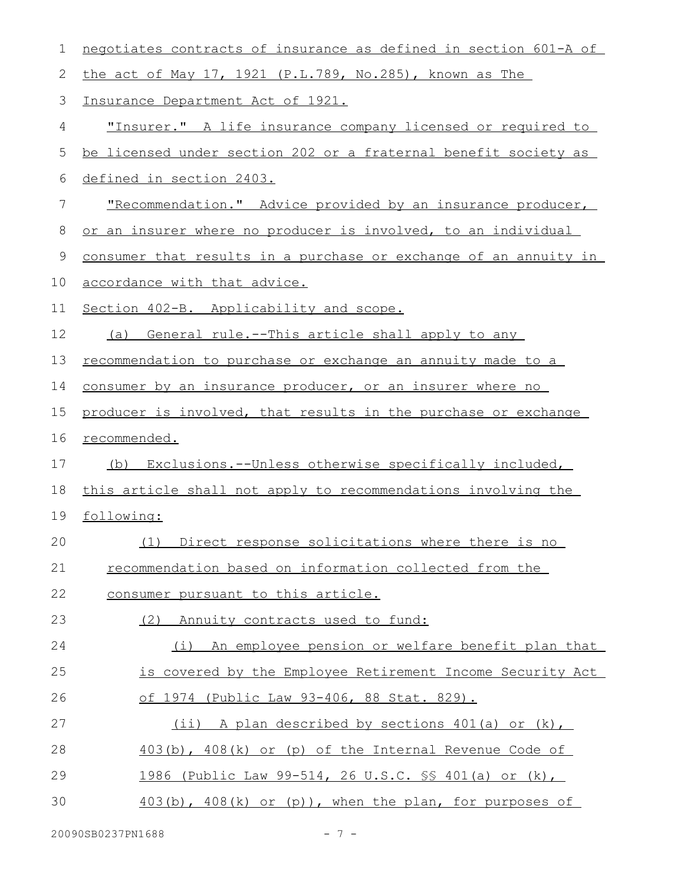negotiates contracts of insurance as defined in section 601-A of the act of May 17, 1921 (P.L.789, No.285), known as The Insurance Department Act of 1921.

"Insurer." A life insurance company licensed or required to be licensed under section 202 or a fraternal benefit society as defined in section 2403.

"Recommendation." Advice provided by an insurance producer, or an insurer where no producer is involved, to an individual consumer that results in a purchase or exchange of an annuity in accordance with that advice.

Section 402-B. Applicability and scope.

(a) General rule.--This article shall apply to any recommendation to purchase or exchange an annuity made to a consumer by an insurance producer, or an insurer where no producer is involved, that results in the purchase or exchange recommended.

(b) Exclusions.--Unless otherwise specifically included, this article shall not apply to recommendations involving the following:

(1) Direct response solicitations where there is no recommendation based on information collected from the consumer pursuant to this article.

(2) Annuity contracts used to fund:

(i) An employee pension or welfare benefit plan that is covered by the Employee Retirement Income Security Act of 1974 (Public Law 93-406, 88 Stat. 829).

(ii) A plan described by sections 401(a) or (k), 403(b), 408(k) or (p) of the Internal Revenue Code of 1986 (Public Law 99-514, 26 U.S.C. §§ 401(a) or (k), 403(b), 408(k) or (p)), when the plan, for purposes of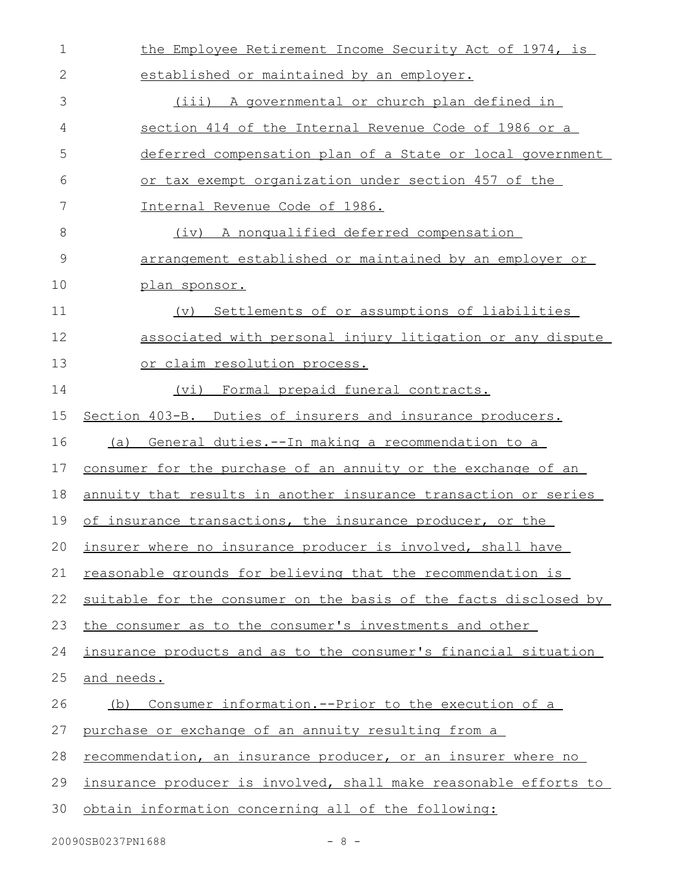the Employee Retirement Income Security Act of 1974, is established or maintained by an employer.

(iii) A governmental or church plan defined in section 414 of the Internal Revenue Code of 1986 or a deferred compensation plan of a State or local government or tax exempt organization under section 457 of the Internal Revenue Code of 1986.

(iv) A nonqualified deferred compensation arrangement established or maintained by an employer or plan sponsor.

(v) Settlements of or assumptions of liabilities associated with personal injury litigation or any dispute or claim resolution process.

(vi) Formal prepaid funeral contracts.

Section 403-B. Duties of insurers and insurance producers.

(a) General duties.--In making a recommendation to a consumer for the purchase of an annuity or the exchange of an annuity that results in another insurance transaction or series of insurance transactions, the insurance producer, or the insurer where no insurance producer is involved, shall have reasonable grounds for believing that the recommendation is suitable for the consumer on the basis of the facts disclosed by the consumer as to the consumer's investments and other insurance products and as to the consumer's financial situation and needs.

(b) Consumer information.--Prior to the execution of a purchase or exchange of an annuity resulting from a recommendation, an insurance producer, or an insurer where no insurance producer is involved, shall make reasonable efforts to obtain information concerning all of the following: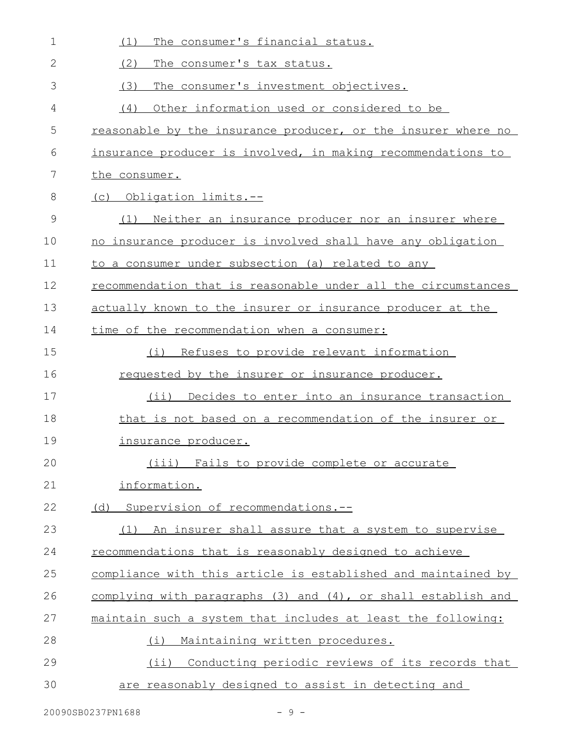(1) The consumer's financial status.

(2) The consumer's tax status.

(3) The consumer's investment objectives.

(4) Other information used or considered to be reasonable by the insurance producer, or the insurer where no insurance producer is involved, in making recommendations to the consumer.

(c) Obligation limits.--

(1) Neither an insurance producer nor an insurer where no insurance producer is involved shall have any obligation to a consumer under subsection (a) related to any recommendation that is reasonable under all the circumstances actually known to the insurer or insurance producer at the time of the recommendation when a consumer:

(i) Refuses to provide relevant information requested by the insurer or insurance producer.

(ii) Decides to enter into an insurance transaction that is not based on a recommendation of the insurer or insurance producer.

(iii) Fails to provide complete or accurate information.

(d) Supervision of recommendations.--

(1) An insurer shall assure that a system to supervise recommendations that is reasonably designed to achieve compliance with this article is established and maintained by complying with paragraphs (3) and (4), or shall establish and maintain such a system that includes at least the following:

(i) Maintaining written procedures.

(ii) Conducting periodic reviews of its records that are reasonably designed to assist in detecting and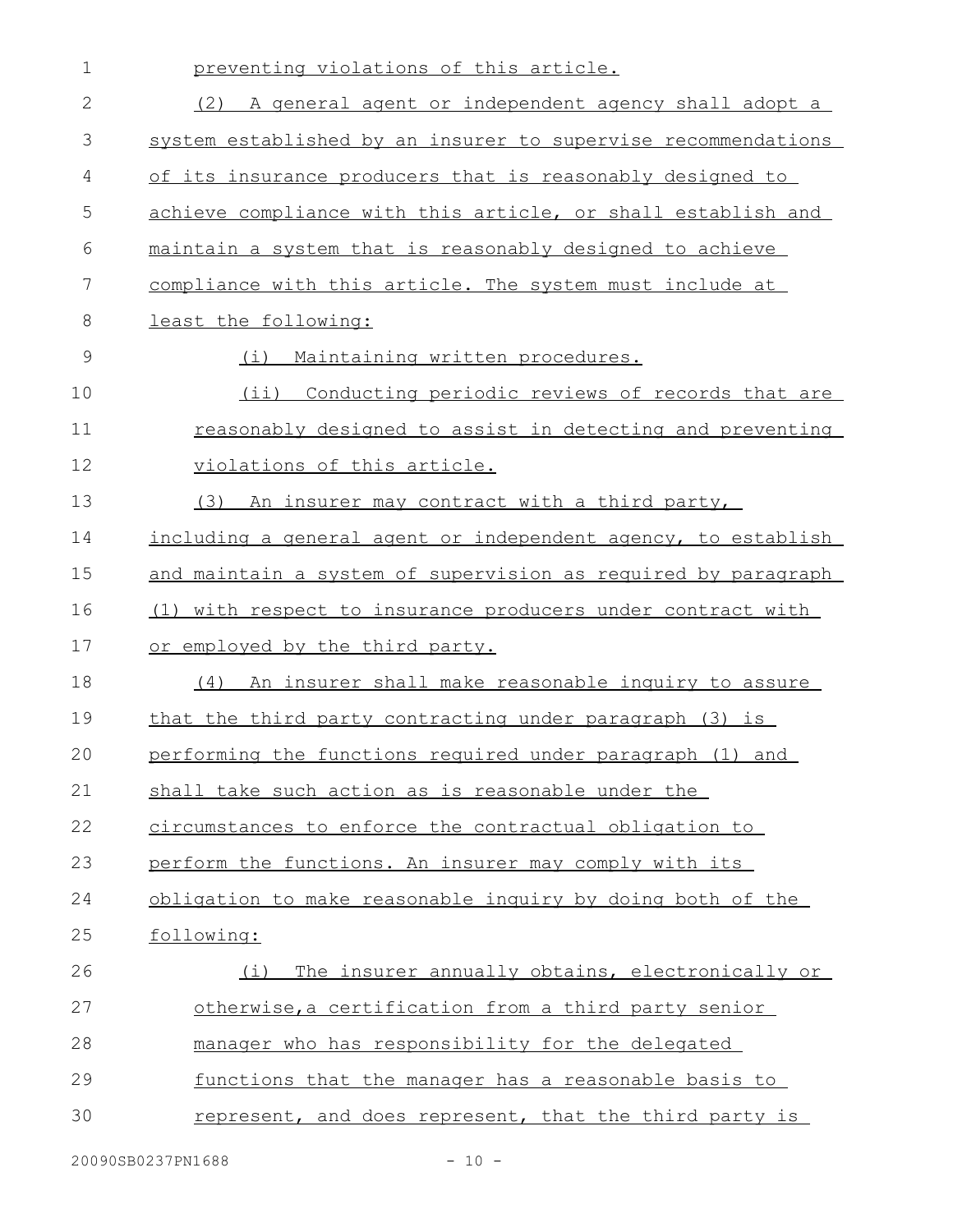preventing violations of this article.

(2) A general agent or independent agency shall adopt a system established by an insurer to supervise recommendations of its insurance producers that is reasonably designed to achieve compliance with this article, or shall establish and maintain a system that is reasonably designed to achieve compliance with this article. The system must include at least the following:

(i) Maintaining written procedures.

(ii) Conducting periodic reviews of records that are reasonably designed to assist in detecting and preventing violations of this article.

(3) An insurer may contract with a third party, including a general agent or independent agency, to establish and maintain a system of supervision as required by paragraph (1) with respect to insurance producers under contract with or employed by the third party.

(4) An insurer shall make reasonable inquiry to assure that the third party contracting under paragraph (3) is performing the functions required under paragraph (1) and shall take such action as is reasonable under the circumstances to enforce the contractual obligation to perform the functions. An insurer may comply with its obligation to make reasonable inquiry by doing both of the following:

(i) The insurer annually obtains, electronically or otherwise,a certification from a third party senior manager who has responsibility for the delegated functions that the manager has a reasonable basis to represent, and does represent, that the third party is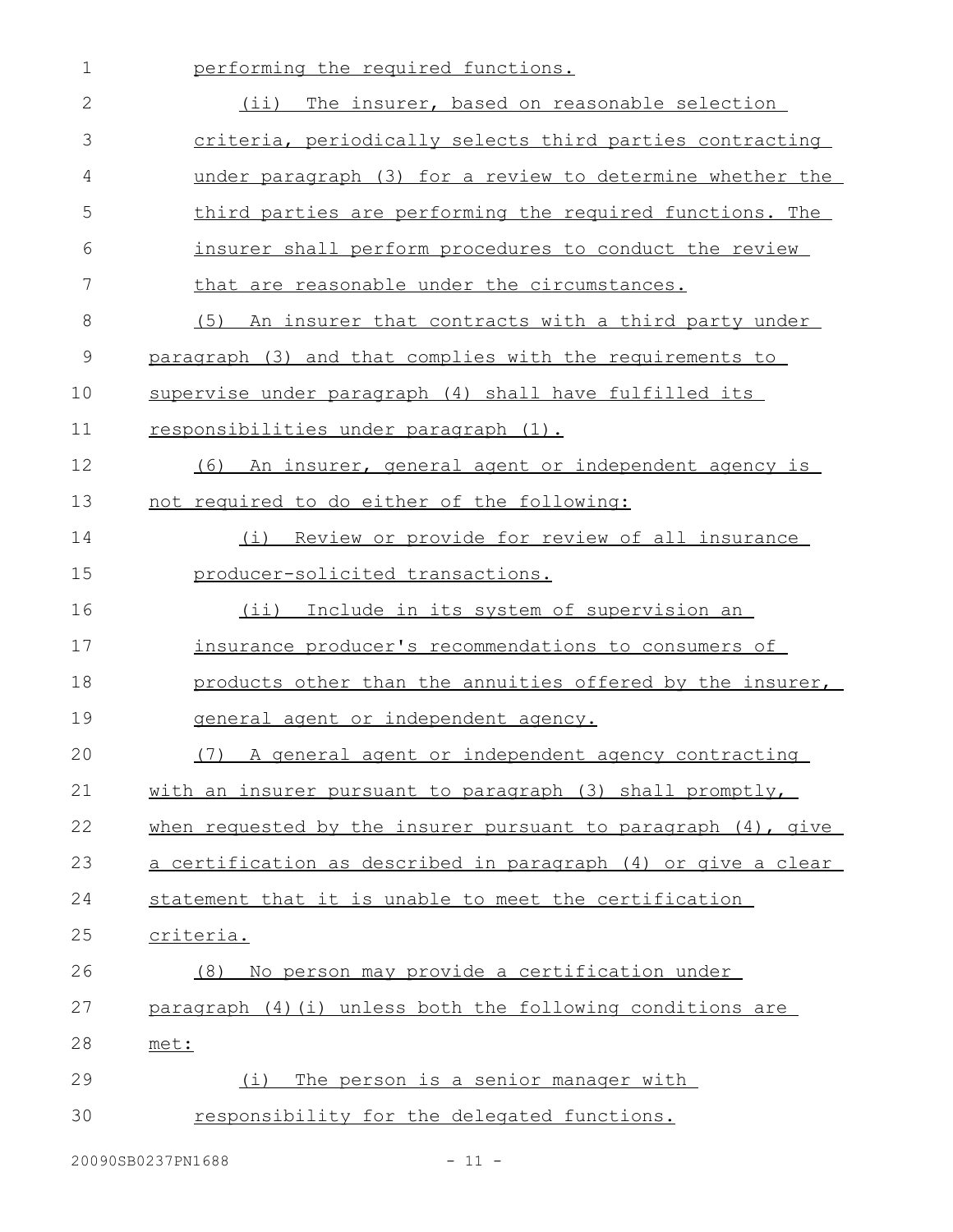performing the required functions.

(ii) The insurer, based on reasonable selection criteria, periodically selects third parties contracting under paragraph (3) for a review to determine whether the third parties are performing the required functions. The insurer shall perform procedures to conduct the review that are reasonable under the circumstances.

(5) An insurer that contracts with a third party under paragraph (3) and that complies with the requirements to supervise under paragraph (4) shall have fulfilled its responsibilities under paragraph (1).

(6) An insurer, general agent or independent agency is not required to do either of the following:

(i) Review or provide for review of all insurance producer-solicited transactions.

(ii) Include in its system of supervision an insurance producer's recommendations to consumers of products other than the annuities offered by the insurer, general agent or independent agency.

(7) A general agent or independent agency contracting with an insurer pursuant to paragraph (3) shall promptly, when requested by the insurer pursuant to paragraph (4), give a certification as described in paragraph (4) or give a clear statement that it is unable to meet the certification criteria.

(8) No person may provide a certification under paragraph (4)(i) unless both the following conditions are met:

(i) The person is a senior manager with responsibility for the delegated functions.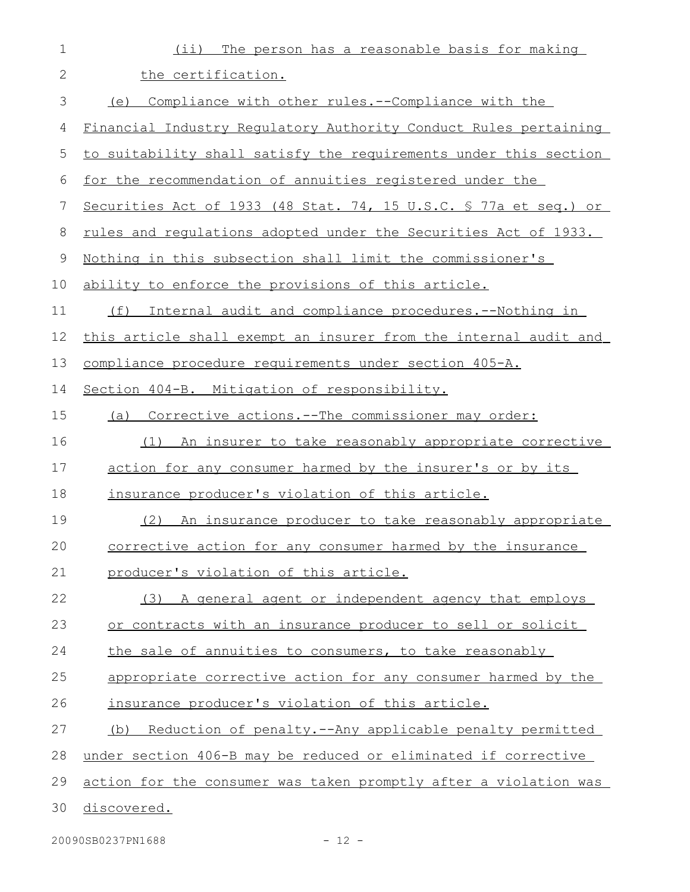(ii) The person has a reasonable basis for making the certification.

(e) Compliance with other rules.--Compliance with the Financial Industry Regulatory Authority Conduct Rules pertaining to suitability shall satisfy the requirements under this section for the recommendation of annuities registered under the Securities Act of 1933 (48 Stat. 74, 15 U.S.C. § 77a et seq.) or rules and regulations adopted under the Securities Act of 1933. Nothing in this subsection shall limit the commissioner's ability to enforce the provisions of this article.

(f) Internal audit and compliance procedures.--Nothing in this article shall exempt an insurer from the internal audit and compliance procedure requirements under section 405-A.

Section 404-B. Mitigation of responsibility.

(a) Corrective actions.--The commissioner may order:

(1) An insurer to take reasonably appropriate corrective action for any consumer harmed by the insurer's or by its insurance producer's violation of this article.

(2) An insurance producer to take reasonably appropriate corrective action for any consumer harmed by the insurance producer's violation of this article.

(3) A general agent or independent agency that employs or contracts with an insurance producer to sell or solicit the sale of annuities to consumers, to take reasonably appropriate corrective action for any consumer harmed by the insurance producer's violation of this article.

(b) Reduction of penalty.--Any applicable penalty permitted under section 406-B may be reduced or eliminated if corrective action for the consumer was taken promptly after a violation was discovered.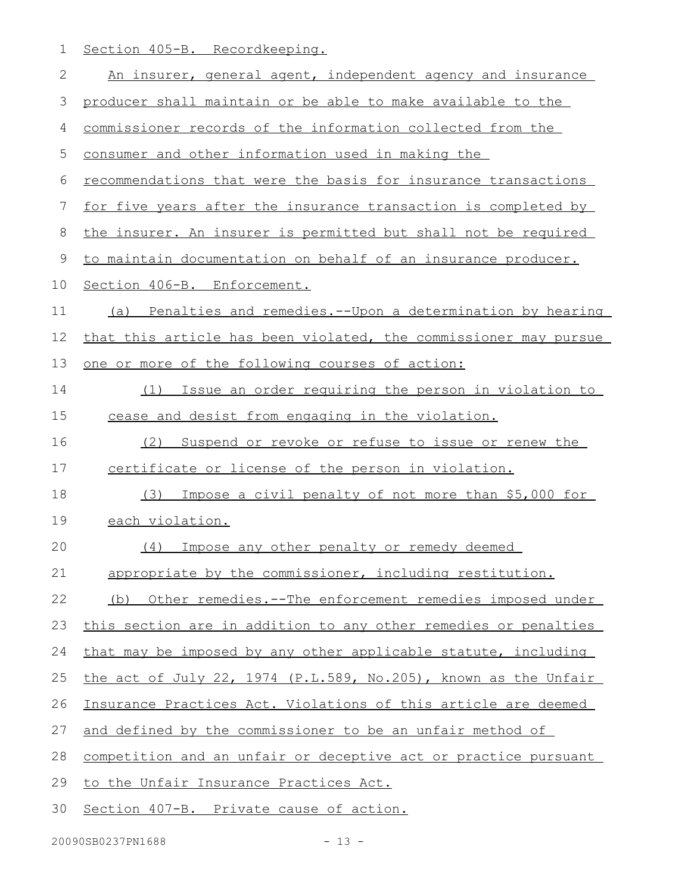Section 405-B. Recordkeeping.

An insurer, general agent, independent agency and insurance producer shall maintain or be able to make available to the commissioner records of the information collected from the consumer and other information used in making the recommendations that were the basis for insurance transactions for five years after the insurance transaction is completed by the insurer. An insurer is permitted but shall not be required to maintain documentation on behalf of an insurance producer.

Section 406-B. Enforcement.

(a) Penalties and remedies.--Upon a determination by hearing that this article has been violated, the commissioner may pursue one or more of the following courses of action:

(1) Issue an order requiring the person in violation to cease and desist from engaging in the violation.

(2) Suspend or revoke or refuse to issue or renew the certificate or license of the person in violation.

(3) Impose a civil penalty of not more than $5,000 for each violation.

(4) Impose any other penalty or remedy deemed appropriate by the commissioner, including restitution.

(b) Other remedies.--The enforcement remedies imposed under this section are in addition to any other remedies or penalties that may be imposed by any other applicable statute, including the act of July 22, 1974 (P.L.589, No.205), known as the Unfair Insurance Practices Act. Violations of this article are deemed and defined by the commissioner to be an unfair method of competition and an unfair or deceptive act or practice pursuant to the Unfair Insurance Practices Act.

Section 407-B. Private cause of action.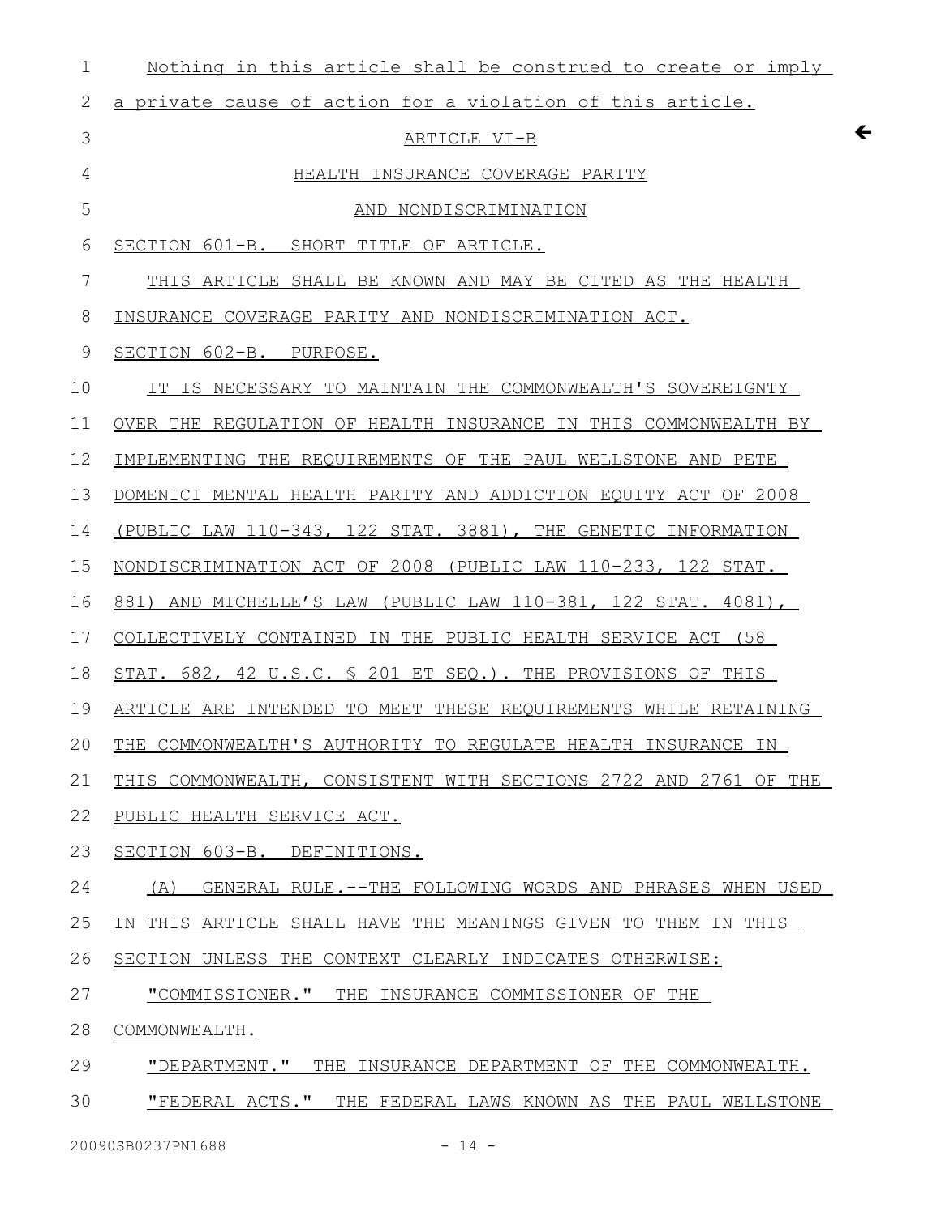Nothing in this article shall be construed to create or imply a private cause of action for a violation of this article.

ARTICLE VI-B

HEALTH INSURANCE COVERAGE PARITY

AND NONDISCRIMINATION

SECTION 601-B. SHORT TITLE OF ARTICLE.

THIS ARTICLE SHALL BE KNOWN AND MAY BE CITED AS THE HEALTH INSURANCE COVERAGE PARITY AND NONDISCRIMINATION ACT.

SECTION 602-B. PURPOSE.

IT IS NECESSARY TO MAINTAIN THE COMMONWEALTH'S SOVEREIGNTY OVER THE REGULATION OF HEALTH INSURANCE IN THIS COMMONWEALTH BY IMPLEMENTING THE REQUIREMENTS OF THE PAUL WELLSTONE AND PETE DOMENICI MENTAL HEALTH PARITY AND ADDICTION EQUITY ACT OF 2008 (PUBLIC LAW 110-343, 122 STAT. 3881), THE GENETIC INFORMATION NONDISCRIMINATION ACT OF 2008 (PUBLIC LAW 110-233, 122 STAT. 881) AND MICHELLE'S LAW (PUBLIC LAW 110-381, 122 STAT. 4081), COLLECTIVELY CONTAINED IN THE PUBLIC HEALTH SERVICE ACT (58 STAT. 682, 42 U.S.C. § 201 ET SEQ.). THE PROVISIONS OF THIS ARTICLE ARE INTENDED TO MEET THESE REQUIREMENTS WHILE RETAINING THE COMMONWEALTH'S AUTHORITY TO REGULATE HEALTH INSURANCE IN THIS COMMONWEALTH, CONSISTENT WITH SECTIONS 2722 AND 2761 OF THE PUBLIC HEALTH SERVICE ACT.

SECTION 603-B. DEFINITIONS.

(A) GENERAL RULE.--THE FOLLOWING WORDS AND PHRASES WHEN USED IN THIS ARTICLE SHALL HAVE THE MEANINGS GIVEN TO THEM IN THIS SECTION UNLESS THE CONTEXT CLEARLY INDICATES OTHERWISE:

"COMMISSIONER." THE INSURANCE COMMISSIONER OF THE COMMONWEALTH.

"DEPARTMENT." THE INSURANCE DEPARTMENT OF THE COMMONWEALTH.

"FEDERAL ACTS." THE FEDERAL LAWS KNOWN AS THE PAUL WELLSTONE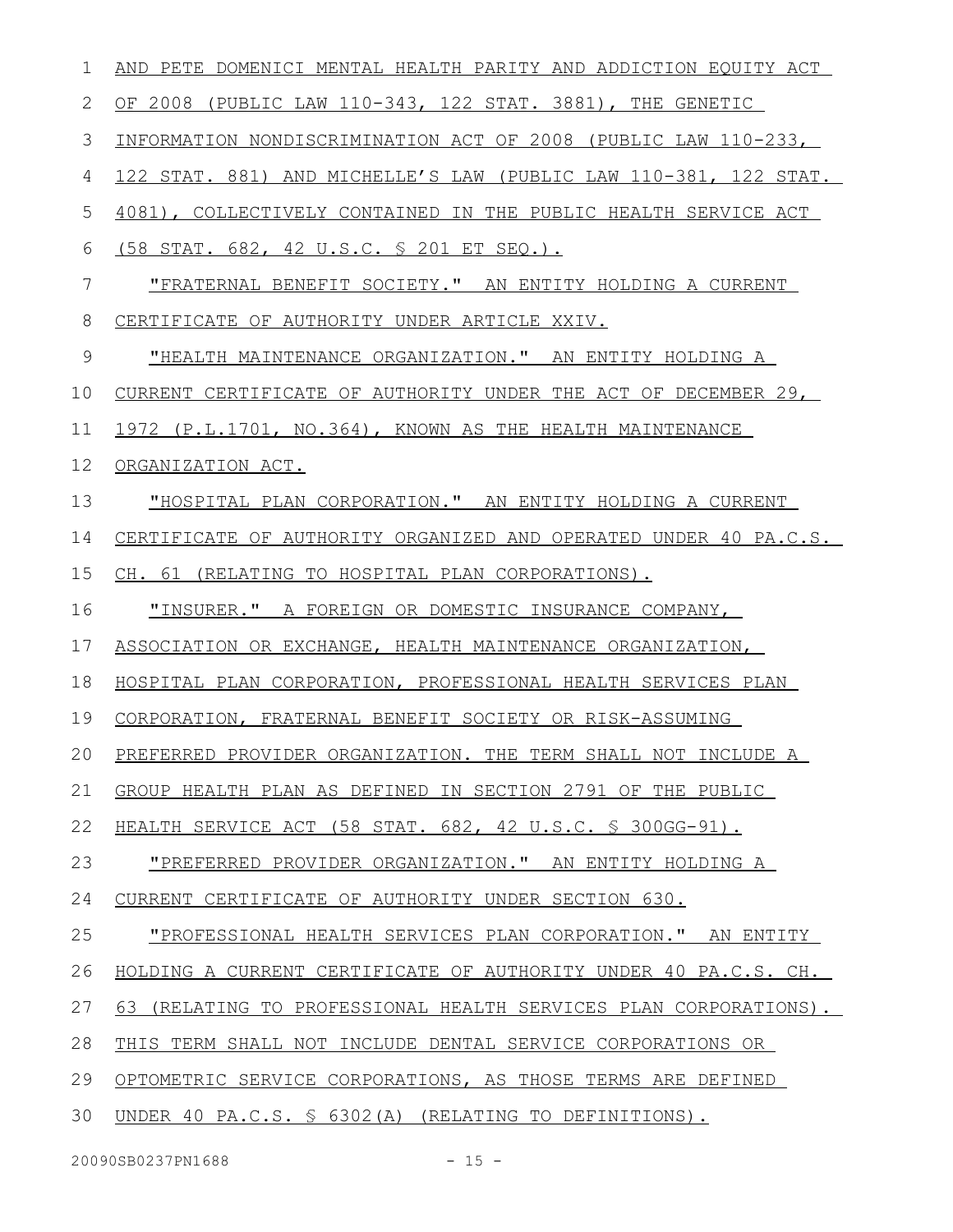AND PETE DOMENICI MENTAL HEALTH PARITY AND ADDICTION EQUITY ACT OF 2008 (PUBLIC LAW 110-343, 122 STAT. 3881), THE GENETIC INFORMATION NONDISCRIMINATION ACT OF 2008 (PUBLIC LAW 110-233, 122 STAT. 881) AND MICHELLE'S LAW (PUBLIC LAW 110-381, 122 STAT. 4081), COLLECTIVELY CONTAINED IN THE PUBLIC HEALTH SERVICE ACT (58 STAT. 682, 42 U.S.C. § 201 ET SEQ.).

"FRATERNAL BENEFIT SOCIETY." AN ENTITY HOLDING A CURRENT CERTIFICATE OF AUTHORITY UNDER ARTICLE XXIV.

"HEALTH MAINTENANCE ORGANIZATION." AN ENTITY HOLDING A CURRENT CERTIFICATE OF AUTHORITY UNDER THE ACT OF DECEMBER 29, 1972 (P.L.1701, NO.364), KNOWN AS THE HEALTH MAINTENANCE ORGANIZATION ACT.

"HOSPITAL PLAN CORPORATION." AN ENTITY HOLDING A CURRENT CERTIFICATE OF AUTHORITY ORGANIZED AND OPERATED UNDER 40 PA.C.S. CH. 61 (RELATING TO HOSPITAL PLAN CORPORATIONS).

"INSURER." A FOREIGN OR DOMESTIC INSURANCE COMPANY, ASSOCIATION OR EXCHANGE, HEALTH MAINTENANCE ORGANIZATION, HOSPITAL PLAN CORPORATION, PROFESSIONAL HEALTH SERVICES PLAN CORPORATION, FRATERNAL BENEFIT SOCIETY OR RISK-ASSUMING PREFERRED PROVIDER ORGANIZATION. THE TERM SHALL NOT INCLUDE A GROUP HEALTH PLAN AS DEFINED IN SECTION 2791 OF THE PUBLIC HEALTH SERVICE ACT (58 STAT. 682, 42 U.S.C. § 300GG-91).

"PREFERRED PROVIDER ORGANIZATION." AN ENTITY HOLDING A CURRENT CERTIFICATE OF AUTHORITY UNDER SECTION 630.

"PROFESSIONAL HEALTH SERVICES PLAN CORPORATION." AN ENTITY HOLDING A CURRENT CERTIFICATE OF AUTHORITY UNDER 40 PA.C.S. CH. 63 (RELATING TO PROFESSIONAL HEALTH SERVICES PLAN CORPORATIONS). THIS TERM SHALL NOT INCLUDE DENTAL SERVICE CORPORATIONS OR OPTOMETRIC SERVICE CORPORATIONS, AS THOSE TERMS ARE DEFINED UNDER 40 PA.C.S. § 6302(A) (RELATING TO DEFINITIONS).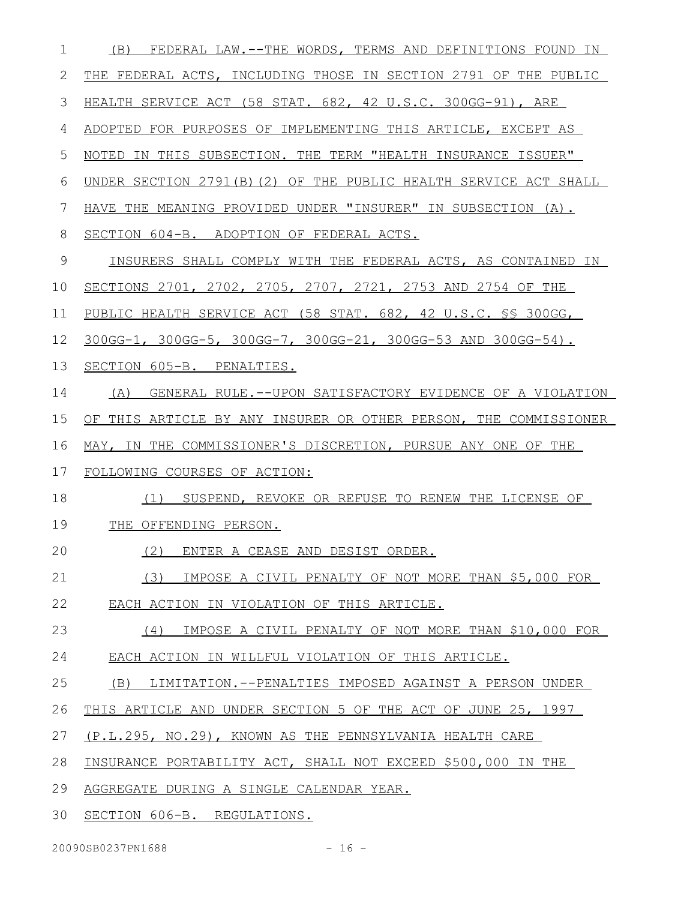(B) FEDERAL LAW.--THE WORDS, TERMS AND DEFINITIONS FOUND IN THE FEDERAL ACTS, INCLUDING THOSE IN SECTION 2791 OF THE PUBLIC HEALTH SERVICE ACT (58 STAT. 682, 42 U.S.C. 300GG-91), ARE ADOPTED FOR PURPOSES OF IMPLEMENTING THIS ARTICLE, EXCEPT AS NOTED IN THIS SUBSECTION. THE TERM "HEALTH INSURANCE ISSUER" UNDER SECTION 2791(B)(2) OF THE PUBLIC HEALTH SERVICE ACT SHALL HAVE THE MEANING PROVIDED UNDER "INSURER" IN SUBSECTION (A).

SECTION 604-B. ADOPTION OF FEDERAL ACTS.

INSURERS SHALL COMPLY WITH THE FEDERAL ACTS, AS CONTAINED IN SECTIONS 2701, 2702, 2705, 2707, 2721, 2753 AND 2754 OF THE PUBLIC HEALTH SERVICE ACT (58 STAT. 682, 42 U.S.C. §§ 300GG, 300GG-1, 300GG-5, 300GG-7, 300GG-21, 300GG-53 AND 300GG-54).

SECTION 605-B. PENALTIES.

(A) GENERAL RULE.--UPON SATISFACTORY EVIDENCE OF A VIOLATION OF THIS ARTICLE BY ANY INSURER OR OTHER PERSON, THE COMMISSIONER MAY, IN THE COMMISSIONER'S DISCRETION, PURSUE ANY ONE OF THE FOLLOWING COURSES OF ACTION:

(1) SUSPEND, REVOKE OR REFUSE TO RENEW THE LICENSE OF THE OFFENDING PERSON.

(2) ENTER A CEASE AND DESIST ORDER.

(3) IMPOSE A CIVIL PENALTY OF NOT MORE THAN $5,000 FOR EACH ACTION IN VIOLATION OF THIS ARTICLE.

(4) IMPOSE A CIVIL PENALTY OF NOT MORE THAN $10,000 FOR EACH ACTION IN WILLFUL VIOLATION OF THIS ARTICLE.

(B) LIMITATION.--PENALTIES IMPOSED AGAINST A PERSON UNDER THIS ARTICLE AND UNDER SECTION 5 OF THE ACT OF JUNE 25, 1997 (P.L.295, NO.29), KNOWN AS THE PENNSYLVANIA HEALTH CARE INSURANCE PORTABILITY ACT, SHALL NOT EXCEED $500,000 IN THE AGGREGATE DURING A SINGLE CALENDAR YEAR.

SECTION 606-B. REGULATIONS.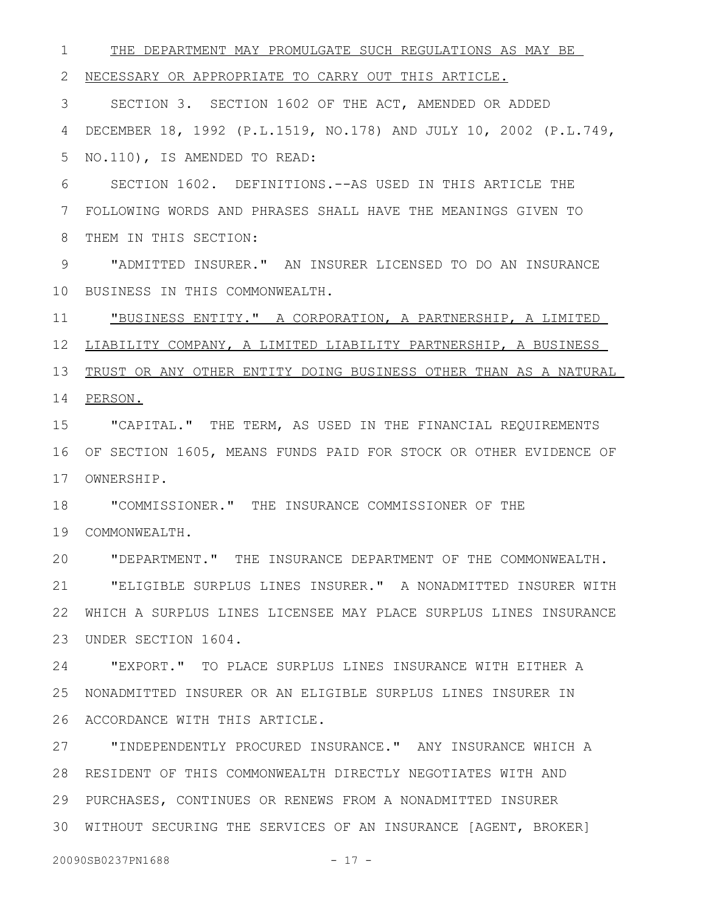THE DEPARTMENT MAY PROMULGATE SUCH REGULATIONS AS MAY BE NECESSARY OR APPROPRIATE TO CARRY OUT THIS ARTICLE.

SECTION 3. SECTION 1602 OF THE ACT, AMENDED OR ADDED DECEMBER 18, 1992 (P.L.1519, NO.178) AND JULY 10, 2002 (P.L.749, NO.110), IS AMENDED TO READ:

SECTION 1602. DEFINITIONS.--AS USED IN THIS ARTICLE THE FOLLOWING WORDS AND PHRASES SHALL HAVE THE MEANINGS GIVEN TO THEM IN THIS SECTION:

"ADMITTED INSURER." AN INSURER LICENSED TO DO AN INSURANCE BUSINESS IN THIS COMMONWEALTH.

"BUSINESS ENTITY." A CORPORATION, A PARTNERSHIP, A LIMITED LIABILITY COMPANY, A LIMITED LIABILITY PARTNERSHIP, A BUSINESS TRUST OR ANY OTHER ENTITY DOING BUSINESS OTHER THAN AS A NATURAL PERSON.

"CAPITAL." THE TERM, AS USED IN THE FINANCIAL REQUIREMENTS OF SECTION 1605, MEANS FUNDS PAID FOR STOCK OR OTHER EVIDENCE OF OWNERSHIP.

"COMMISSIONER." THE INSURANCE COMMISSIONER OF THE COMMONWEALTH.

"DEPARTMENT." THE INSURANCE DEPARTMENT OF THE COMMONWEALTH.

"ELIGIBLE SURPLUS LINES INSURER." A NONADMITTED INSURER WITH WHICH A SURPLUS LINES LICENSEE MAY PLACE SURPLUS LINES INSURANCE UNDER SECTION 1604.

"EXPORT." TO PLACE SURPLUS LINES INSURANCE WITH EITHER A NONADMITTED INSURER OR AN ELIGIBLE SURPLUS LINES INSURER IN ACCORDANCE WITH THIS ARTICLE.

"INDEPENDENTLY PROCURED INSURANCE." ANY INSURANCE WHICH A RESIDENT OF THIS COMMONWEALTH DIRECTLY NEGOTIATES WITH AND PURCHASES, CONTINUES OR RENEWS FROM A NONADMITTED INSURER WITHOUT SECURING THE SERVICES OF AN INSURANCE [AGENT, BROKER]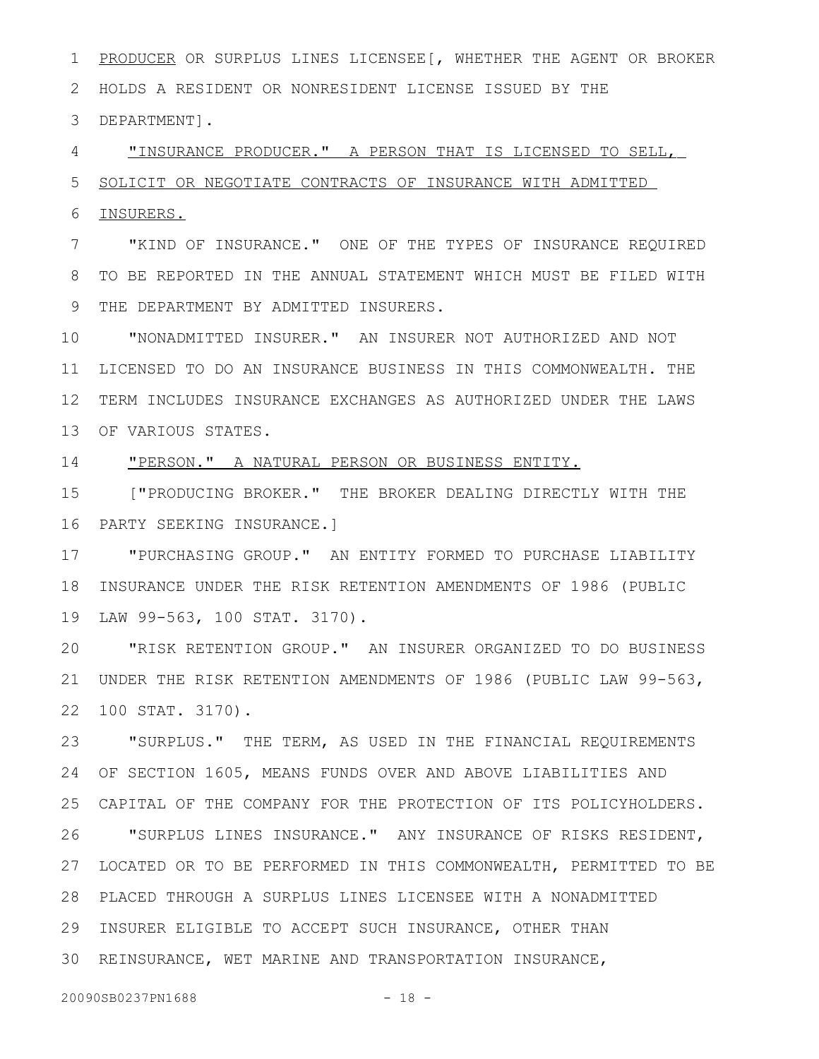PRODUCER OR SURPLUS LINES LICENSEE[, WHETHER THE AGENT OR BROKER HOLDS A RESIDENT OR NONRESIDENT LICENSE ISSUED BY THE DEPARTMENT].

"INSURANCE PRODUCER." A PERSON THAT IS LICENSED TO SELL, SOLICIT OR NEGOTIATE CONTRACTS OF INSURANCE WITH ADMITTED INSURERS.

"KIND OF INSURANCE." ONE OF THE TYPES OF INSURANCE REQUIRED TO BE REPORTED IN THE ANNUAL STATEMENT WHICH MUST BE FILED WITH THE DEPARTMENT BY ADMITTED INSURERS.

"NONADMITTED INSURER." AN INSURER NOT AUTHORIZED AND NOT LICENSED TO DO AN INSURANCE BUSINESS IN THIS COMMONWEALTH. THE TERM INCLUDES INSURANCE EXCHANGES AS AUTHORIZED UNDER THE LAWS OF VARIOUS STATES.

"PERSON." A NATURAL PERSON OR BUSINESS ENTITY.

["PRODUCING BROKER." THE BROKER DEALING DIRECTLY WITH THE PARTY SEEKING INSURANCE.]

"PURCHASING GROUP." AN ENTITY FORMED TO PURCHASE LIABILITY INSURANCE UNDER THE RISK RETENTION AMENDMENTS OF 1986 (PUBLIC LAW 99-563, 100 STAT. 3170).

"RISK RETENTION GROUP." AN INSURER ORGANIZED TO DO BUSINESS UNDER THE RISK RETENTION AMENDMENTS OF 1986 (PUBLIC LAW 99-563, 100 STAT. 3170).

"SURPLUS." THE TERM, AS USED IN THE FINANCIAL REQUIREMENTS OF SECTION 1605, MEANS FUNDS OVER AND ABOVE LIABILITIES AND CAPITAL OF THE COMPANY FOR THE PROTECTION OF ITS POLICYHOLDERS.

"SURPLUS LINES INSURANCE." ANY INSURANCE OF RISKS RESIDENT, LOCATED OR TO BE PERFORMED IN THIS COMMONWEALTH, PERMITTED TO BE PLACED THROUGH A SURPLUS LINES LICENSEE WITH A NONADMITTED INSURER ELIGIBLE TO ACCEPT SUCH INSURANCE, OTHER THAN REINSURANCE, WET MARINE AND TRANSPORTATION INSURANCE,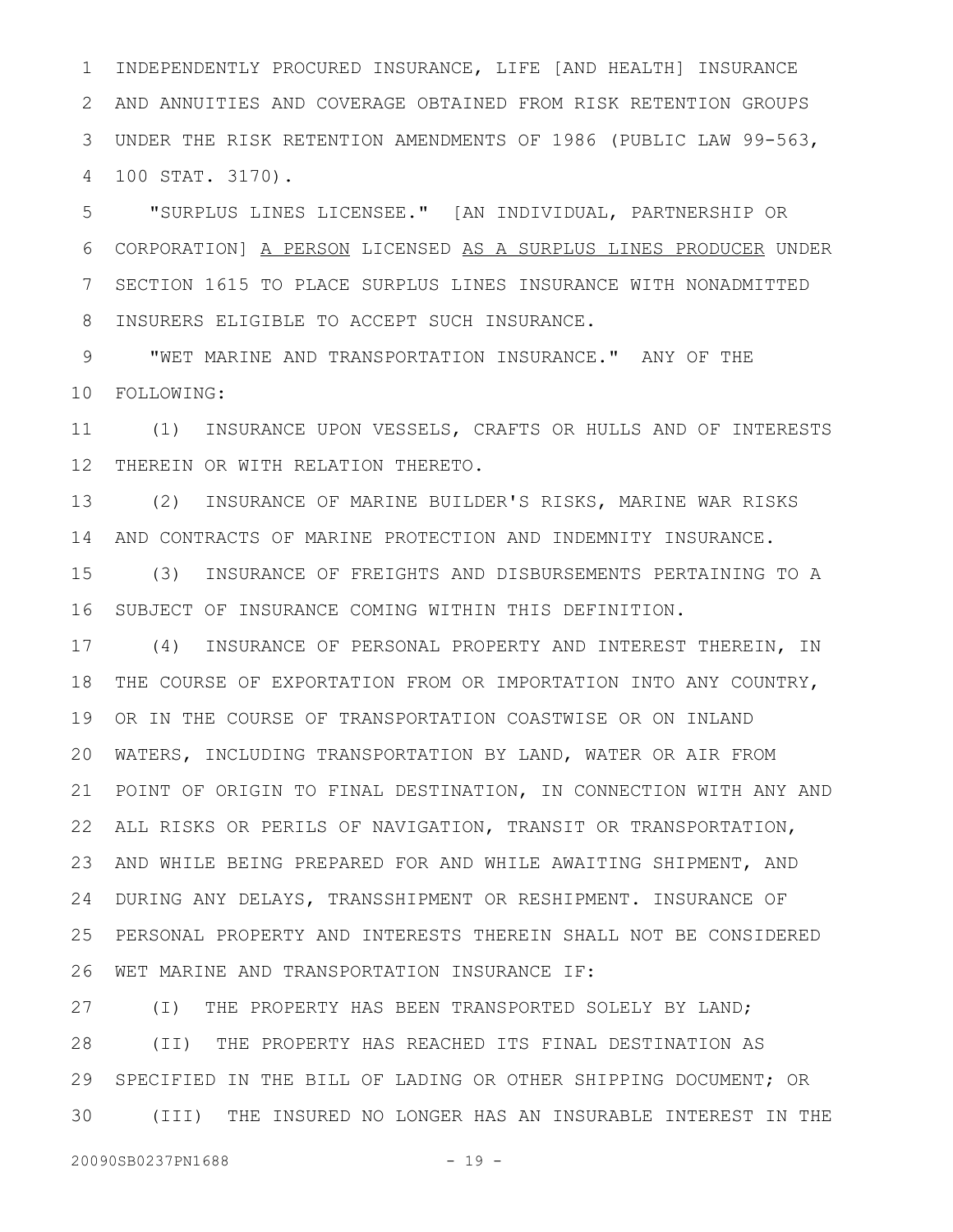INDEPENDENTLY PROCURED INSURANCE, LIFE [AND HEALTH] INSURANCE AND ANNUITIES AND COVERAGE OBTAINED FROM RISK RETENTION GROUPS UNDER THE RISK RETENTION AMENDMENTS OF 1986 (PUBLIC LAW 99-563, 100 STAT. 3170).

"SURPLUS LINES LICENSEE." [AN INDIVIDUAL, PARTNERSHIP OR CORPORATION] A PERSON LICENSED AS A SURPLUS LINES PRODUCER UNDER SECTION 1615 TO PLACE SURPLUS LINES INSURANCE WITH NONADMITTED INSURERS ELIGIBLE TO ACCEPT SUCH INSURANCE.

"WET MARINE AND TRANSPORTATION INSURANCE." ANY OF THE FOLLOWING:

(1) INSURANCE UPON VESSELS, CRAFTS OR HULLS AND OF INTERESTS THEREIN OR WITH RELATION THERETO.

(2) INSURANCE OF MARINE BUILDER'S RISKS, MARINE WAR RISKS AND CONTRACTS OF MARINE PROTECTION AND INDEMNITY INSURANCE.

(3) INSURANCE OF FREIGHTS AND DISBURSEMENTS PERTAINING TO A SUBJECT OF INSURANCE COMING WITHIN THIS DEFINITION.

(4) INSURANCE OF PERSONAL PROPERTY AND INTEREST THEREIN, IN THE COURSE OF EXPORTATION FROM OR IMPORTATION INTO ANY COUNTRY, OR IN THE COURSE OF TRANSPORTATION COASTWISE OR ON INLAND WATERS, INCLUDING TRANSPORTATION BY LAND, WATER OR AIR FROM POINT OF ORIGIN TO FINAL DESTINATION, IN CONNECTION WITH ANY AND ALL RISKS OR PERILS OF NAVIGATION, TRANSIT OR TRANSPORTATION, AND WHILE BEING PREPARED FOR AND WHILE AWAITING SHIPMENT, AND DURING ANY DELAYS, TRANSSHIPMENT OR RESHIPMENT. INSURANCE OF PERSONAL PROPERTY AND INTERESTS THEREIN SHALL NOT BE CONSIDERED WET MARINE AND TRANSPORTATION INSURANCE IF:

(I) THE PROPERTY HAS BEEN TRANSPORTED SOLELY BY LAND;

(II) THE PROPERTY HAS REACHED ITS FINAL DESTINATION AS SPECIFIED IN THE BILL OF LADING OR OTHER SHIPPING DOCUMENT; OR

(III) THE INSURED NO LONGER HAS AN INSURABLE INTEREST IN THE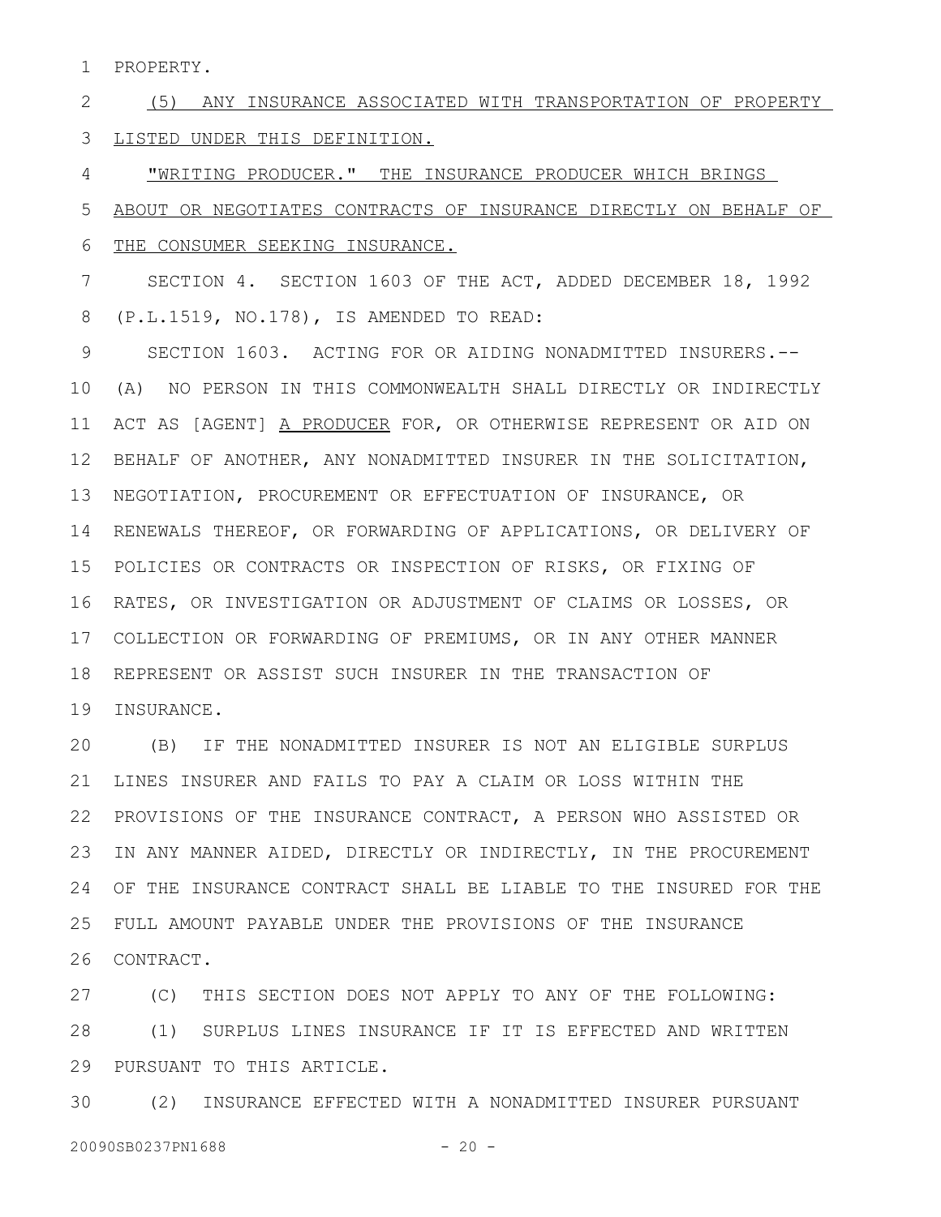PROPERTY.

(5) ANY INSURANCE ASSOCIATED WITH TRANSPORTATION OF PROPERTY LISTED UNDER THIS DEFINITION.

"WRITING PRODUCER." THE INSURANCE PRODUCER WHICH BRINGS ABOUT OR NEGOTIATES CONTRACTS OF INSURANCE DIRECTLY ON BEHALF OF THE CONSUMER SEEKING INSURANCE.

SECTION 4. SECTION 1603 OF THE ACT, ADDED DECEMBER 18, 1992 (P.L.1519, NO.178), IS AMENDED TO READ:

SECTION 1603. ACTING FOR OR AIDING NONADMITTED INSURERS.--(A) NO PERSON IN THIS COMMONWEALTH SHALL DIRECTLY OR INDIRECTLY ACT AS [AGENT] A PRODUCER FOR, OR OTHERWISE REPRESENT OR AID ON BEHALF OF ANOTHER, ANY NONADMITTED INSURER IN THE SOLICITATION, NEGOTIATION, PROCUREMENT OR EFFECTUATION OF INSURANCE, OR RENEWALS THEREOF, OR FORWARDING OF APPLICATIONS, OR DELIVERY OF POLICIES OR CONTRACTS OR INSPECTION OF RISKS, OR FIXING OF RATES, OR INVESTIGATION OR ADJUSTMENT OF CLAIMS OR LOSSES, OR COLLECTION OR FORWARDING OF PREMIUMS, OR IN ANY OTHER MANNER REPRESENT OR ASSIST SUCH INSURER IN THE TRANSACTION OF INSURANCE.

(B) IF THE NONADMITTED INSURER IS NOT AN ELIGIBLE SURPLUS LINES INSURER AND FAILS TO PAY A CLAIM OR LOSS WITHIN THE PROVISIONS OF THE INSURANCE CONTRACT, A PERSON WHO ASSISTED OR IN ANY MANNER AIDED, DIRECTLY OR INDIRECTLY, IN THE PROCUREMENT OF THE INSURANCE CONTRACT SHALL BE LIABLE TO THE INSURED FOR THE FULL AMOUNT PAYABLE UNDER THE PROVISIONS OF THE INSURANCE CONTRACT.

(C) THIS SECTION DOES NOT APPLY TO ANY OF THE FOLLOWING:

(1) SURPLUS LINES INSURANCE IF IT IS EFFECTED AND WRITTEN PURSUANT TO THIS ARTICLE.

(2) INSURANCE EFFECTED WITH A NONADMITTED INSURER PURSUANT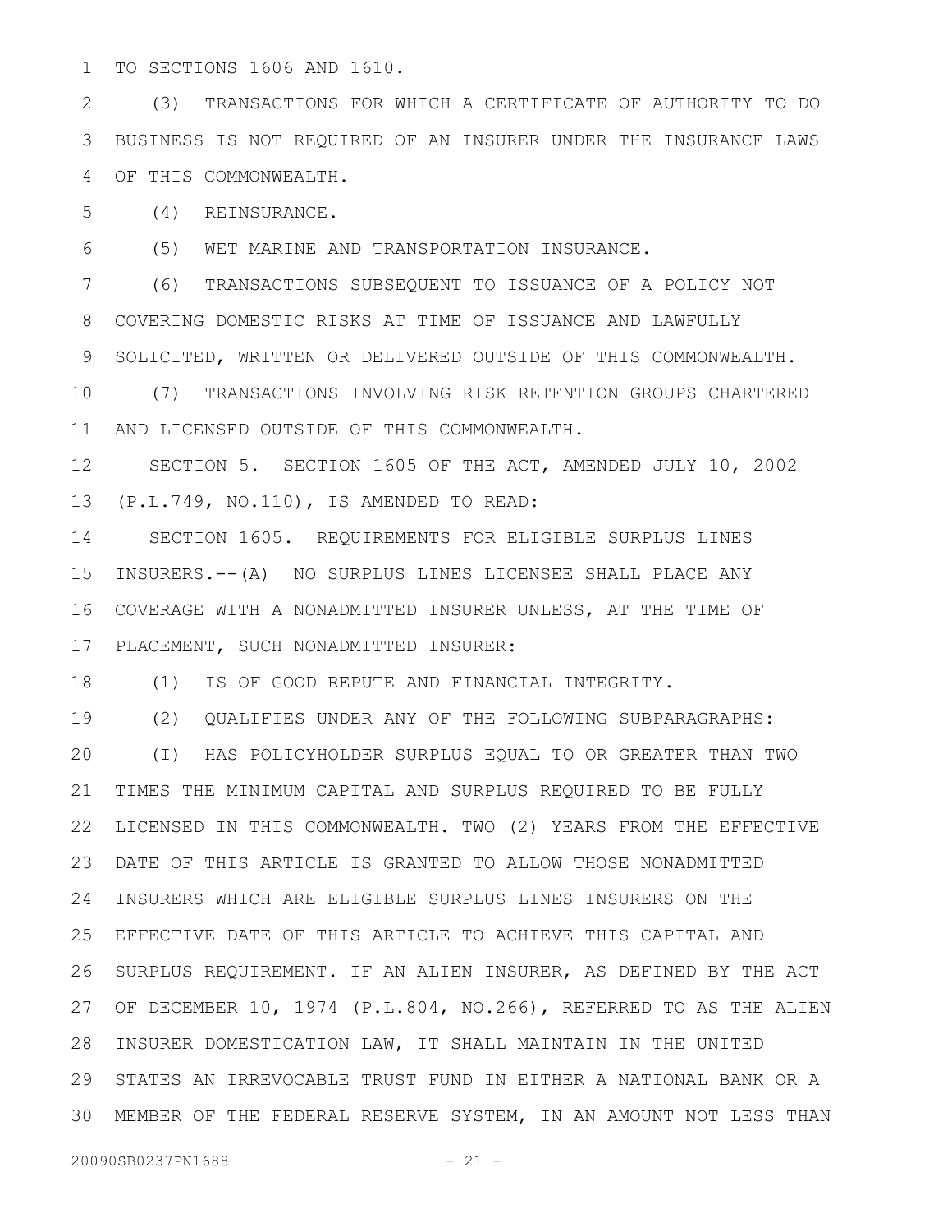TO SECTIONS 1606 AND 1610.

(3) TRANSACTIONS FOR WHICH A CERTIFICATE OF AUTHORITY TO DO BUSINESS IS NOT REQUIRED OF AN INSURER UNDER THE INSURANCE LAWS OF THIS COMMONWEALTH.

(4) REINSURANCE.

(5) WET MARINE AND TRANSPORTATION INSURANCE.

(6) TRANSACTIONS SUBSEQUENT TO ISSUANCE OF A POLICY NOT COVERING DOMESTIC RISKS AT TIME OF ISSUANCE AND LAWFULLY SOLICITED, WRITTEN OR DELIVERED OUTSIDE OF THIS COMMONWEALTH.

(7) TRANSACTIONS INVOLVING RISK RETENTION GROUPS CHARTERED AND LICENSED OUTSIDE OF THIS COMMONWEALTH.

SECTION 5. SECTION 1605 OF THE ACT, AMENDED JULY 10, 2002 (P.L.749, NO.110), IS AMENDED TO READ:

SECTION 1605. REQUIREMENTS FOR ELIGIBLE SURPLUS LINES INSURERS.--(A) NO SURPLUS LINES LICENSEE SHALL PLACE ANY COVERAGE WITH A NONADMITTED INSURER UNLESS, AT THE TIME OF PLACEMENT, SUCH NONADMITTED INSURER:

(1) IS OF GOOD REPUTE AND FINANCIAL INTEGRITY.

(2) QUALIFIES UNDER ANY OF THE FOLLOWING SUBPARAGRAPHS:

(I) HAS POLICYHOLDER SURPLUS EQUAL TO OR GREATER THAN TWO TIMES THE MINIMUM CAPITAL AND SURPLUS REQUIRED TO BE FULLY LICENSED IN THIS COMMONWEALTH. TWO (2) YEARS FROM THE EFFECTIVE DATE OF THIS ARTICLE IS GRANTED TO ALLOW THOSE NONADMITTED INSURERS WHICH ARE ELIGIBLE SURPLUS LINES INSURERS ON THE EFFECTIVE DATE OF THIS ARTICLE TO ACHIEVE THIS CAPITAL AND SURPLUS REQUIREMENT. IF AN ALIEN INSURER, AS DEFINED BY THE ACT OF DECEMBER 10, 1974 (P.L.804, NO.266), REFERRED TO AS THE ALIEN INSURER DOMESTICATION LAW, IT SHALL MAINTAIN IN THE UNITED STATES AN IRREVOCABLE TRUST FUND IN EITHER A NATIONAL BANK OR A MEMBER OF THE FEDERAL RESERVE SYSTEM, IN AN AMOUNT NOT LESS THAN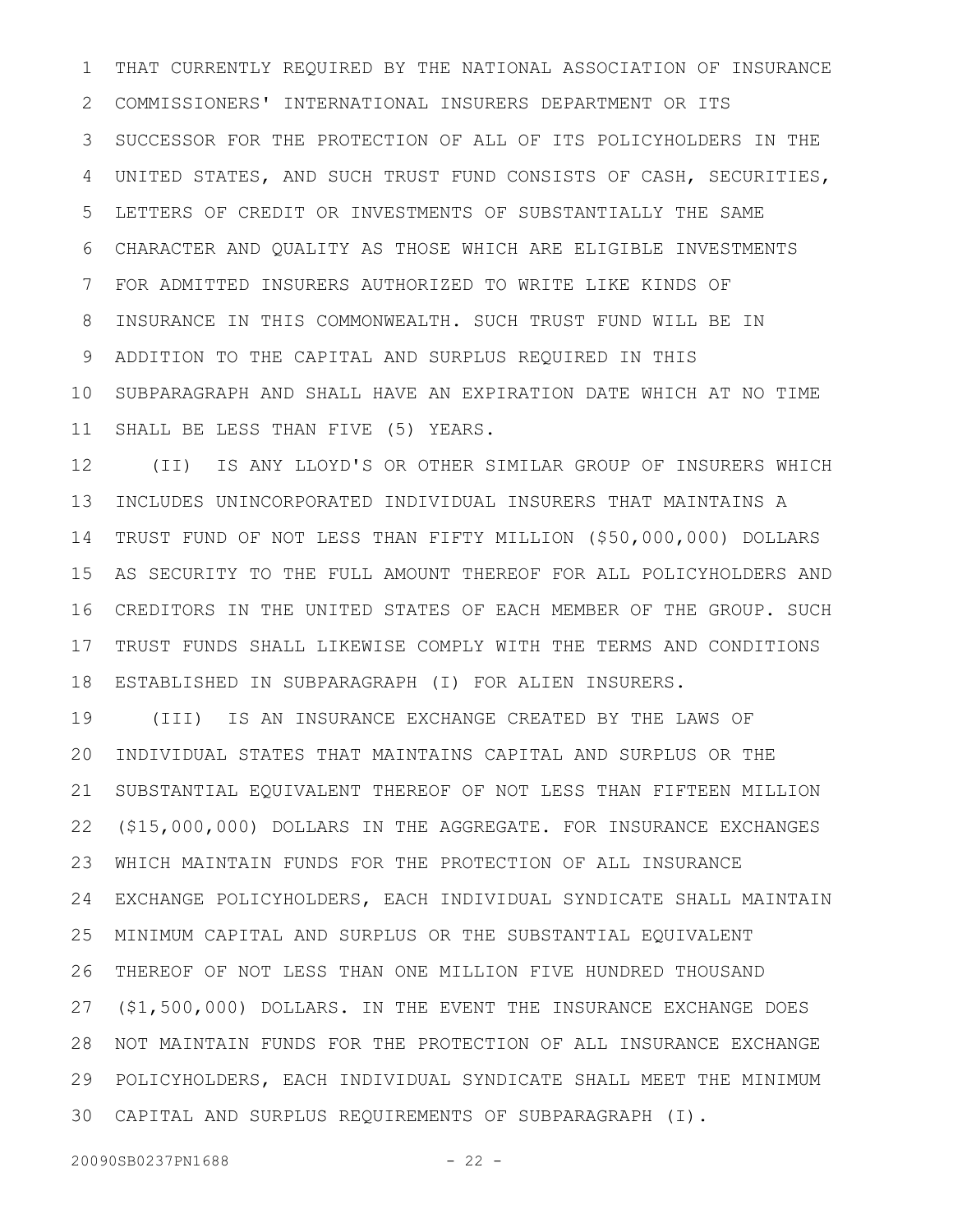THAT CURRENTLY REQUIRED BY THE NATIONAL ASSOCIATION OF INSURANCE COMMISSIONERS' INTERNATIONAL INSURERS DEPARTMENT OR ITS SUCCESSOR FOR THE PROTECTION OF ALL OF ITS POLICYHOLDERS IN THE UNITED STATES, AND SUCH TRUST FUND CONSISTS OF CASH, SECURITIES, LETTERS OF CREDIT OR INVESTMENTS OF SUBSTANTIALLY THE SAME CHARACTER AND QUALITY AS THOSE WHICH ARE ELIGIBLE INVESTMENTS FOR ADMITTED INSURERS AUTHORIZED TO WRITE LIKE KINDS OF INSURANCE IN THIS COMMONWEALTH. SUCH TRUST FUND WILL BE IN ADDITION TO THE CAPITAL AND SURPLUS REQUIRED IN THIS SUBPARAGRAPH AND SHALL HAVE AN EXPIRATION DATE WHICH AT NO TIME SHALL BE LESS THAN FIVE (5) YEARS.

(II) IS ANY LLOYD'S OR OTHER SIMILAR GROUP OF INSURERS WHICH INCLUDES UNINCORPORATED INDIVIDUAL INSURERS THAT MAINTAINS A TRUST FUND OF NOT LESS THAN FIFTY MILLION ($50,000,000) DOLLARS AS SECURITY TO THE FULL AMOUNT THEREOF FOR ALL POLICYHOLDERS AND CREDITORS IN THE UNITED STATES OF EACH MEMBER OF THE GROUP. SUCH TRUST FUNDS SHALL LIKEWISE COMPLY WITH THE TERMS AND CONDITIONS ESTABLISHED IN SUBPARAGRAPH (I) FOR ALIEN INSURERS.

(III) IS AN INSURANCE EXCHANGE CREATED BY THE LAWS OF INDIVIDUAL STATES THAT MAINTAINS CAPITAL AND SURPLUS OR THE SUBSTANTIAL EQUIVALENT THEREOF OF NOT LESS THAN FIFTEEN MILLION ($15,000,000) DOLLARS IN THE AGGREGATE. FOR INSURANCE EXCHANGES WHICH MAINTAIN FUNDS FOR THE PROTECTION OF ALL INSURANCE EXCHANGE POLICYHOLDERS, EACH INDIVIDUAL SYNDICATE SHALL MAINTAIN MINIMUM CAPITAL AND SURPLUS OR THE SUBSTANTIAL EQUIVALENT THEREOF OF NOT LESS THAN ONE MILLION FIVE HUNDRED THOUSAND ($1,500,000) DOLLARS. IN THE EVENT THE INSURANCE EXCHANGE DOES NOT MAINTAIN FUNDS FOR THE PROTECTION OF ALL INSURANCE EXCHANGE POLICYHOLDERS, EACH INDIVIDUAL SYNDICATE SHALL MEET THE MINIMUM CAPITAL AND SURPLUS REQUIREMENTS OF SUBPARAGRAPH (I).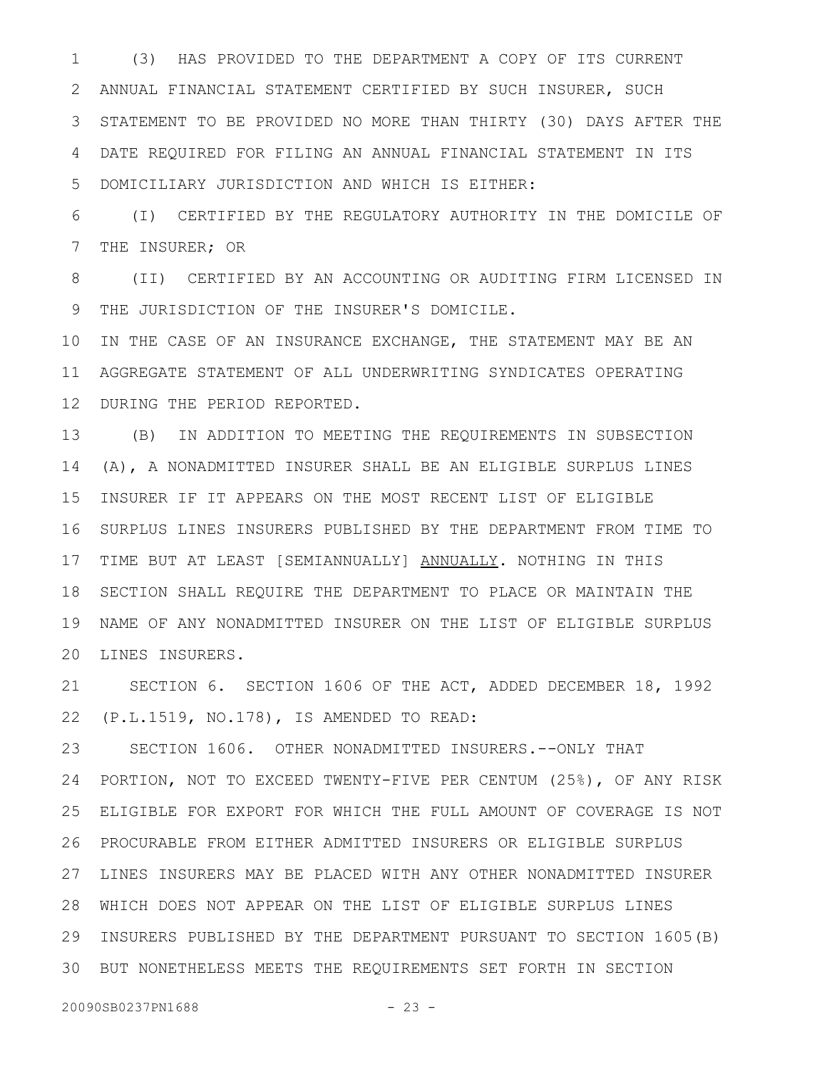(3) HAS PROVIDED TO THE DEPARTMENT A COPY OF ITS CURRENT ANNUAL FINANCIAL STATEMENT CERTIFIED BY SUCH INSURER, SUCH STATEMENT TO BE PROVIDED NO MORE THAN THIRTY (30) DAYS AFTER THE DATE REQUIRED FOR FILING AN ANNUAL FINANCIAL STATEMENT IN ITS DOMICILIARY JURISDICTION AND WHICH IS EITHER:

(I) CERTIFIED BY THE REGULATORY AUTHORITY IN THE DOMICILE OF THE INSURER; OR

(II) CERTIFIED BY AN ACCOUNTING OR AUDITING FIRM LICENSED IN THE JURISDICTION OF THE INSURER'S DOMICILE.

IN THE CASE OF AN INSURANCE EXCHANGE, THE STATEMENT MAY BE AN AGGREGATE STATEMENT OF ALL UNDERWRITING SYNDICATES OPERATING DURING THE PERIOD REPORTED.

(B) IN ADDITION TO MEETING THE REQUIREMENTS IN SUBSECTION (A), A NONADMITTED INSURER SHALL BE AN ELIGIBLE SURPLUS LINES INSURER IF IT APPEARS ON THE MOST RECENT LIST OF ELIGIBLE SURPLUS LINES INSURERS PUBLISHED BY THE DEPARTMENT FROM TIME TO TIME BUT AT LEAST [SEMIANNUALLY] <u>ANNUALLY</u>. NOTHING IN THIS SECTION SHALL REQUIRE THE DEPARTMENT TO PLACE OR MAINTAIN THE NAME OF ANY NONADMITTED INSURER ON THE LIST OF ELIGIBLE SURPLUS LINES INSURERS.

SECTION 6. SECTION 1606 OF THE ACT, ADDED DECEMBER 18, 1992 (P.L.1519, NO.178), IS AMENDED TO READ:

SECTION 1606. OTHER NONADMITTED INSURERS.--ONLY THAT PORTION, NOT TO EXCEED TWENTY-FIVE PER CENTUM (25%), OF ANY RISK ELIGIBLE FOR EXPORT FOR WHICH THE FULL AMOUNT OF COVERAGE IS NOT PROCURABLE FROM EITHER ADMITTED INSURERS OR ELIGIBLE SURPLUS LINES INSURERS MAY BE PLACED WITH ANY OTHER NONADMITTED INSURER WHICH DOES NOT APPEAR ON THE LIST OF ELIGIBLE SURPLUS LINES INSURERS PUBLISHED BY THE DEPARTMENT PURSUANT TO SECTION 1605(B) BUT NONETHELESS MEETS THE REQUIREMENTS SET FORTH IN SECTION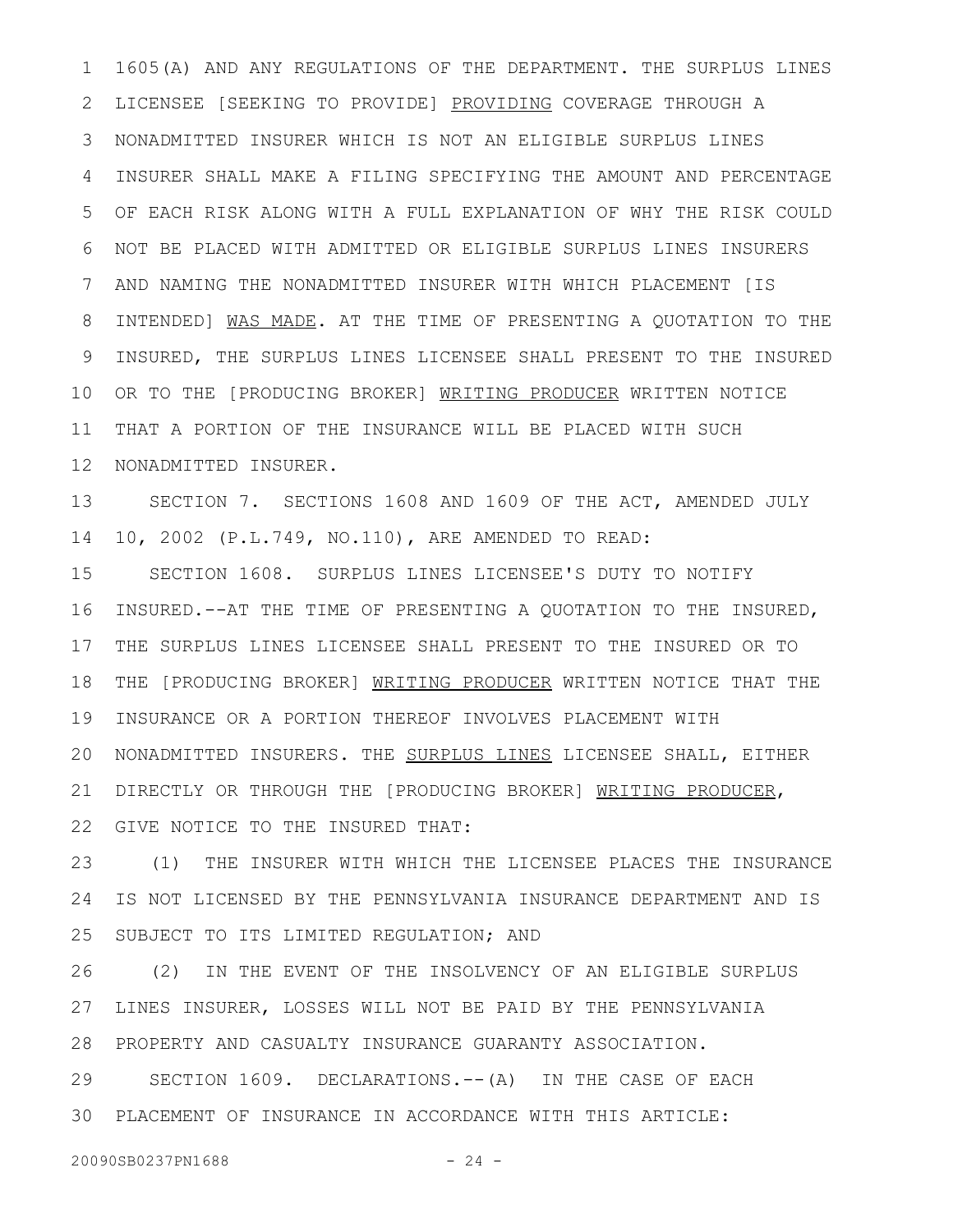1605(A) AND ANY REGULATIONS OF THE DEPARTMENT. THE SURPLUS LINES LICENSEE [SEEKING TO PROVIDE] <u>PROVIDING</u> COVERAGE THROUGH A NONADMITTED INSURER WHICH IS NOT AN ELIGIBLE SURPLUS LINES INSURER SHALL MAKE A FILING SPECIFYING THE AMOUNT AND PERCENTAGE OF EACH RISK ALONG WITH A FULL EXPLANATION OF WHY THE RISK COULD NOT BE PLACED WITH ADMITTED OR ELIGIBLE SURPLUS LINES INSURERS AND NAMING THE NONADMITTED INSURER WITH WHICH PLACEMENT [IS INTENDED] <u>WAS MADE</u>. AT THE TIME OF PRESENTING A QUOTATION TO THE INSURED, THE SURPLUS LINES LICENSEE SHALL PRESENT TO THE INSURED OR TO THE [PRODUCING BROKER] <u>WRITING PRODUCER</u> WRITTEN NOTICE THAT A PORTION OF THE INSURANCE WILL BE PLACED WITH SUCH NONADMITTED INSURER.

SECTION 7. SECTIONS 1608 AND 1609 OF THE ACT, AMENDED JULY 10, 2002 (P.L.749, NO.110), ARE AMENDED TO READ:

SECTION 1608. SURPLUS LINES LICENSEE'S DUTY TO NOTIFY INSURED.--AT THE TIME OF PRESENTING A QUOTATION TO THE INSURED, THE SURPLUS LINES LICENSEE SHALL PRESENT TO THE INSURED OR TO THE [PRODUCING BROKER] <u>WRITING PRODUCER</u> WRITTEN NOTICE THAT THE INSURANCE OR A PORTION THEREOF INVOLVES PLACEMENT WITH NONADMITTED INSURERS. THE <u>SURPLUS LINES</u> LICENSEE SHALL, EITHER DIRECTLY OR THROUGH THE [PRODUCING BROKER] <u>WRITING PRODUCER</u>, GIVE NOTICE TO THE INSURED THAT:

(1) THE INSURER WITH WHICH THE LICENSEE PLACES THE INSURANCE IS NOT LICENSED BY THE PENNSYLVANIA INSURANCE DEPARTMENT AND IS SUBJECT TO ITS LIMITED REGULATION; AND

(2) IN THE EVENT OF THE INSOLVENCY OF AN ELIGIBLE SURPLUS LINES INSURER, LOSSES WILL NOT BE PAID BY THE PENNSYLVANIA PROPERTY AND CASUALTY INSURANCE GUARANTY ASSOCIATION.

SECTION 1609. DECLARATIONS.--(A) IN THE CASE OF EACH PLACEMENT OF INSURANCE IN ACCORDANCE WITH THIS ARTICLE: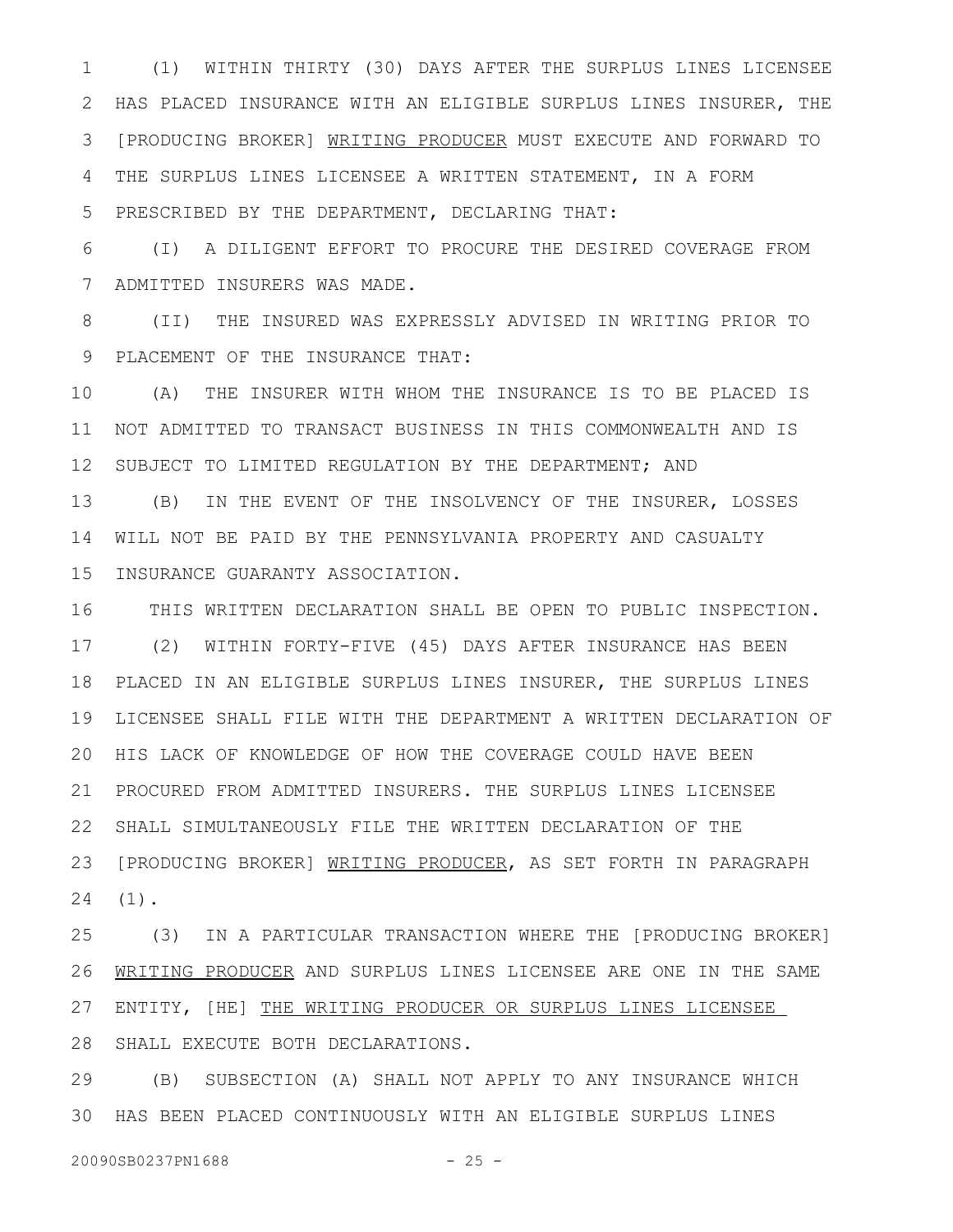(1) WITHIN THIRTY (30) DAYS AFTER THE SURPLUS LINES LICENSEE HAS PLACED INSURANCE WITH AN ELIGIBLE SURPLUS LINES INSURER, THE [PRODUCING BROKER] <u>WRITING PRODUCER</u> MUST EXECUTE AND FORWARD TO THE SURPLUS LINES LICENSEE A WRITTEN STATEMENT, IN A FORM PRESCRIBED BY THE DEPARTMENT, DECLARING THAT:

(I) A DILIGENT EFFORT TO PROCURE THE DESIRED COVERAGE FROM ADMITTED INSURERS WAS MADE.

(II) THE INSURED WAS EXPRESSLY ADVISED IN WRITING PRIOR TO PLACEMENT OF THE INSURANCE THAT:

(A) THE INSURER WITH WHOM THE INSURANCE IS TO BE PLACED IS NOT ADMITTED TO TRANSACT BUSINESS IN THIS COMMONWEALTH AND IS SUBJECT TO LIMITED REGULATION BY THE DEPARTMENT; AND

(B) IN THE EVENT OF THE INSOLVENCY OF THE INSURER, LOSSES WILL NOT BE PAID BY THE PENNSYLVANIA PROPERTY AND CASUALTY INSURANCE GUARANTY ASSOCIATION.

THIS WRITTEN DECLARATION SHALL BE OPEN TO PUBLIC INSPECTION.

(2) WITHIN FORTY-FIVE (45) DAYS AFTER INSURANCE HAS BEEN PLACED IN AN ELIGIBLE SURPLUS LINES INSURER, THE SURPLUS LINES LICENSEE SHALL FILE WITH THE DEPARTMENT A WRITTEN DECLARATION OF HIS LACK OF KNOWLEDGE OF HOW THE COVERAGE COULD HAVE BEEN PROCURED FROM ADMITTED INSURERS. THE SURPLUS LINES LICENSEE SHALL SIMULTANEOUSLY FILE THE WRITTEN DECLARATION OF THE [PRODUCING BROKER] <u>WRITING PRODUCER</u>, AS SET FORTH IN PARAGRAPH (1).

(3) IN A PARTICULAR TRANSACTION WHERE THE [PRODUCING BROKER] <u>WRITING PRODUCER</u> AND SURPLUS LINES LICENSEE ARE ONE IN THE SAME ENTITY, [HE] <u>THE WRITING PRODUCER OR SURPLUS LINES LICENSEE</u> SHALL EXECUTE BOTH DECLARATIONS.

(B) SUBSECTION (A) SHALL NOT APPLY TO ANY INSURANCE WHICH HAS BEEN PLACED CONTINUOUSLY WITH AN ELIGIBLE SURPLUS LINES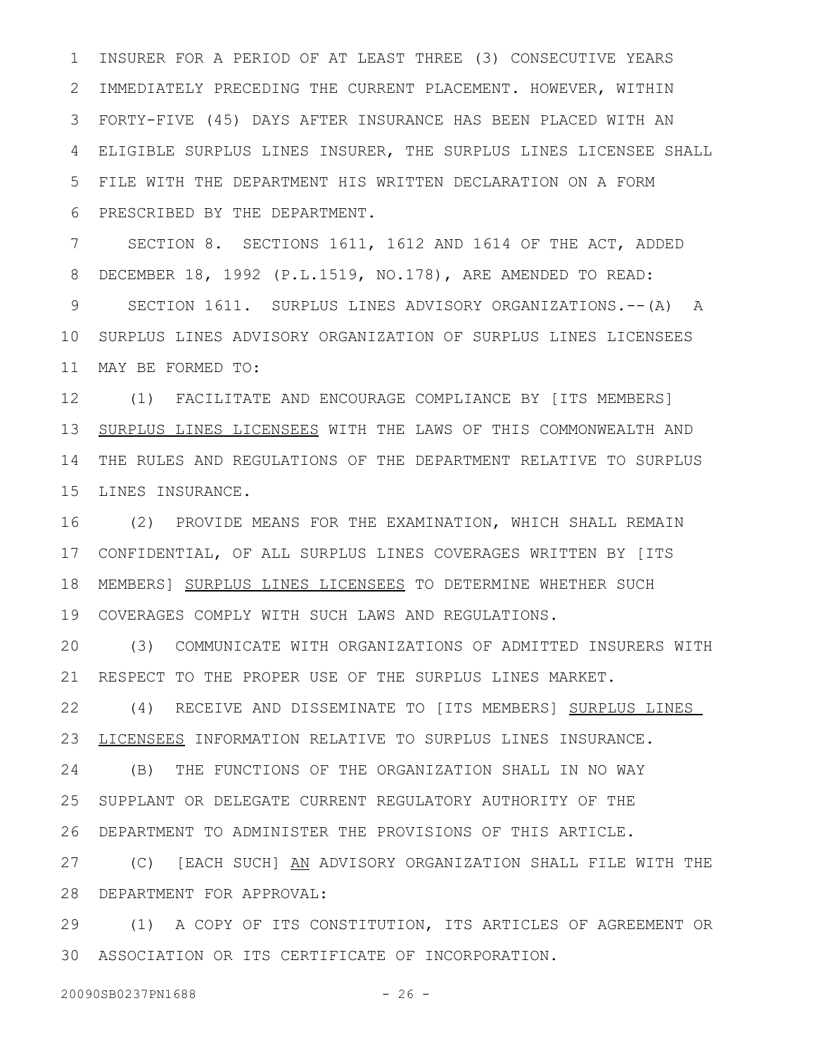INSURER FOR A PERIOD OF AT LEAST THREE (3) CONSECUTIVE YEARS IMMEDIATELY PRECEDING THE CURRENT PLACEMENT. HOWEVER, WITHIN FORTY-FIVE (45) DAYS AFTER INSURANCE HAS BEEN PLACED WITH AN ELIGIBLE SURPLUS LINES INSURER, THE SURPLUS LINES LICENSEE SHALL FILE WITH THE DEPARTMENT HIS WRITTEN DECLARATION ON A FORM PRESCRIBED BY THE DEPARTMENT.

SECTION 8. SECTIONS 1611, 1612 AND 1614 OF THE ACT, ADDED DECEMBER 18, 1992 (P.L.1519, NO.178), ARE AMENDED TO READ:

SECTION 1611. SURPLUS LINES ADVISORY ORGANIZATIONS.--(A) A SURPLUS LINES ADVISORY ORGANIZATION OF SURPLUS LINES LICENSEES MAY BE FORMED TO:

(1) FACILITATE AND ENCOURAGE COMPLIANCE BY [ITS MEMBERS] <u>SURPLUS LINES LICENSEES</u> WITH THE LAWS OF THIS COMMONWEALTH AND THE RULES AND REGULATIONS OF THE DEPARTMENT RELATIVE TO SURPLUS LINES INSURANCE.

(2) PROVIDE MEANS FOR THE EXAMINATION, WHICH SHALL REMAIN CONFIDENTIAL, OF ALL SURPLUS LINES COVERAGES WRITTEN BY [ITS MEMBERS] <u>SURPLUS LINES LICENSEES</u> TO DETERMINE WHETHER SUCH COVERAGES COMPLY WITH SUCH LAWS AND REGULATIONS.

(3) COMMUNICATE WITH ORGANIZATIONS OF ADMITTED INSURERS WITH RESPECT TO THE PROPER USE OF THE SURPLUS LINES MARKET.

(4) RECEIVE AND DISSEMINATE TO [ITS MEMBERS] <u>SURPLUS LINES LICENSEES</u> INFORMATION RELATIVE TO SURPLUS LINES INSURANCE.

(B) THE FUNCTIONS OF THE ORGANIZATION SHALL IN NO WAY SUPPLANT OR DELEGATE CURRENT REGULATORY AUTHORITY OF THE DEPARTMENT TO ADMINISTER THE PROVISIONS OF THIS ARTICLE.

(C) [EACH SUCH] <u>AN</u> ADVISORY ORGANIZATION SHALL FILE WITH THE DEPARTMENT FOR APPROVAL:

(1) A COPY OF ITS CONSTITUTION, ITS ARTICLES OF AGREEMENT OR ASSOCIATION OR ITS CERTIFICATE OF INCORPORATION.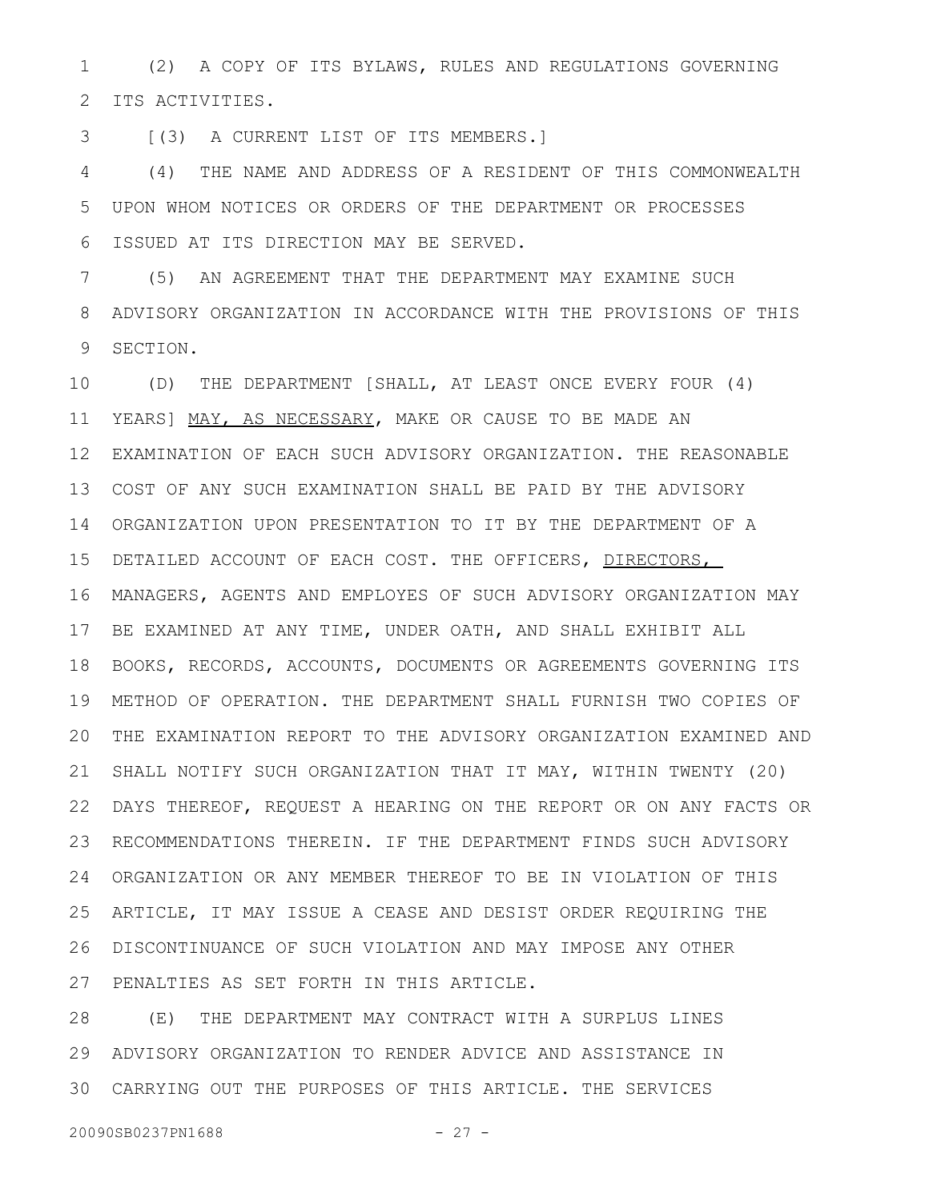(2) A COPY OF ITS BYLAWS, RULES AND REGULATIONS GOVERNING ITS ACTIVITIES.

[(3) A CURRENT LIST OF ITS MEMBERS.]

(4) THE NAME AND ADDRESS OF A RESIDENT OF THIS COMMONWEALTH UPON WHOM NOTICES OR ORDERS OF THE DEPARTMENT OR PROCESSES ISSUED AT ITS DIRECTION MAY BE SERVED.

(5) AN AGREEMENT THAT THE DEPARTMENT MAY EXAMINE SUCH ADVISORY ORGANIZATION IN ACCORDANCE WITH THE PROVISIONS OF THIS SECTION.

(D) THE DEPARTMENT [SHALL, AT LEAST ONCE EVERY FOUR (4) YEARS] <u>MAY, AS NECESSARY</u>, MAKE OR CAUSE TO BE MADE AN EXAMINATION OF EACH SUCH ADVISORY ORGANIZATION. THE REASONABLE COST OF ANY SUCH EXAMINATION SHALL BE PAID BY THE ADVISORY ORGANIZATION UPON PRESENTATION TO IT BY THE DEPARTMENT OF A DETAILED ACCOUNT OF EACH COST. THE OFFICERS, <u>DIRECTORS,</u> MANAGERS, AGENTS AND EMPLOYES OF SUCH ADVISORY ORGANIZATION MAY BE EXAMINED AT ANY TIME, UNDER OATH, AND SHALL EXHIBIT ALL BOOKS, RECORDS, ACCOUNTS, DOCUMENTS OR AGREEMENTS GOVERNING ITS METHOD OF OPERATION. THE DEPARTMENT SHALL FURNISH TWO COPIES OF THE EXAMINATION REPORT TO THE ADVISORY ORGANIZATION EXAMINED AND SHALL NOTIFY SUCH ORGANIZATION THAT IT MAY, WITHIN TWENTY (20) DAYS THEREOF, REQUEST A HEARING ON THE REPORT OR ON ANY FACTS OR RECOMMENDATIONS THEREIN. IF THE DEPARTMENT FINDS SUCH ADVISORY ORGANIZATION OR ANY MEMBER THEREOF TO BE IN VIOLATION OF THIS ARTICLE, IT MAY ISSUE A CEASE AND DESIST ORDER REQUIRING THE DISCONTINUANCE OF SUCH VIOLATION AND MAY IMPOSE ANY OTHER PENALTIES AS SET FORTH IN THIS ARTICLE.

(E) THE DEPARTMENT MAY CONTRACT WITH A SURPLUS LINES ADVISORY ORGANIZATION TO RENDER ADVICE AND ASSISTANCE IN CARRYING OUT THE PURPOSES OF THIS ARTICLE. THE SERVICES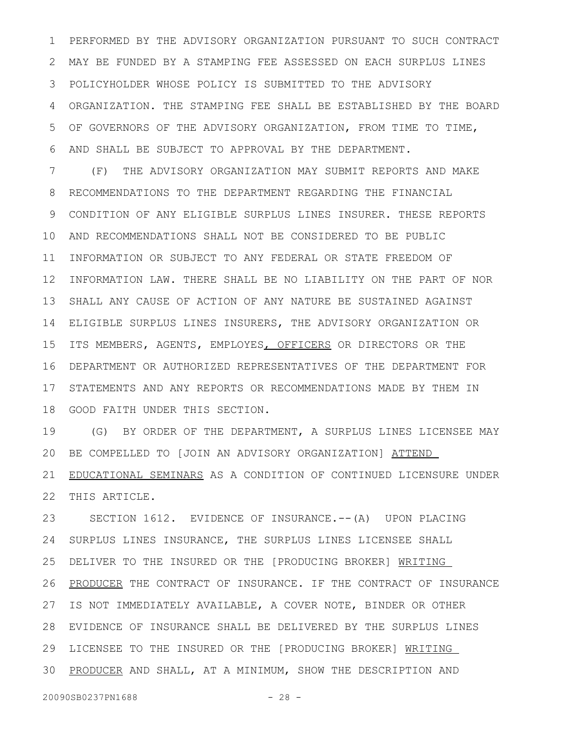PERFORMED BY THE ADVISORY ORGANIZATION PURSUANT TO SUCH CONTRACT MAY BE FUNDED BY A STAMPING FEE ASSESSED ON EACH SURPLUS LINES POLICYHOLDER WHOSE POLICY IS SUBMITTED TO THE ADVISORY ORGANIZATION. THE STAMPING FEE SHALL BE ESTABLISHED BY THE BOARD OF GOVERNORS OF THE ADVISORY ORGANIZATION, FROM TIME TO TIME, AND SHALL BE SUBJECT TO APPROVAL BY THE DEPARTMENT.

(F) THE ADVISORY ORGANIZATION MAY SUBMIT REPORTS AND MAKE RECOMMENDATIONS TO THE DEPARTMENT REGARDING THE FINANCIAL CONDITION OF ANY ELIGIBLE SURPLUS LINES INSURER. THESE REPORTS AND RECOMMENDATIONS SHALL NOT BE CONSIDERED TO BE PUBLIC INFORMATION OR SUBJECT TO ANY FEDERAL OR STATE FREEDOM OF INFORMATION LAW. THERE SHALL BE NO LIABILITY ON THE PART OF NOR SHALL ANY CAUSE OF ACTION OF ANY NATURE BE SUSTAINED AGAINST ELIGIBLE SURPLUS LINES INSURERS, THE ADVISORY ORGANIZATION OR ITS MEMBERS, AGENTS, EMPLOYES, OFFICERS OR DIRECTORS OR THE DEPARTMENT OR AUTHORIZED REPRESENTATIVES OF THE DEPARTMENT FOR STATEMENTS AND ANY REPORTS OR RECOMMENDATIONS MADE BY THEM IN GOOD FAITH UNDER THIS SECTION.

(G) BY ORDER OF THE DEPARTMENT, A SURPLUS LINES LICENSEE MAY BE COMPELLED TO [JOIN AN ADVISORY ORGANIZATION] ATTEND EDUCATIONAL SEMINARS AS A CONDITION OF CONTINUED LICENSURE UNDER THIS ARTICLE.

SECTION 1612. EVIDENCE OF INSURANCE.--(A) UPON PLACING SURPLUS LINES INSURANCE, THE SURPLUS LINES LICENSEE SHALL DELIVER TO THE INSURED OR THE [PRODUCING BROKER] WRITING PRODUCER THE CONTRACT OF INSURANCE. IF THE CONTRACT OF INSURANCE IS NOT IMMEDIATELY AVAILABLE, A COVER NOTE, BINDER OR OTHER EVIDENCE OF INSURANCE SHALL BE DELIVERED BY THE SURPLUS LINES LICENSEE TO THE INSURED OR THE [PRODUCING BROKER] WRITING PRODUCER AND SHALL, AT A MINIMUM, SHOW THE DESCRIPTION AND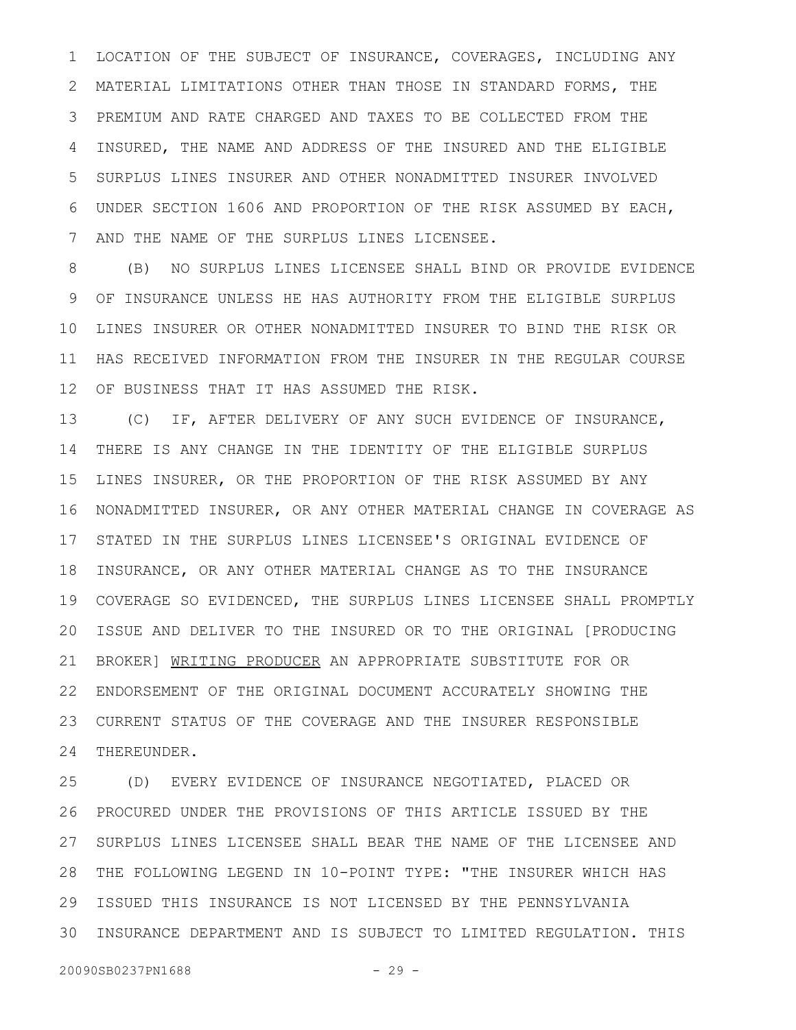LOCATION OF THE SUBJECT OF INSURANCE, COVERAGES, INCLUDING ANY MATERIAL LIMITATIONS OTHER THAN THOSE IN STANDARD FORMS, THE PREMIUM AND RATE CHARGED AND TAXES TO BE COLLECTED FROM THE INSURED, THE NAME AND ADDRESS OF THE INSURED AND THE ELIGIBLE SURPLUS LINES INSURER AND OTHER NONADMITTED INSURER INVOLVED UNDER SECTION 1606 AND PROPORTION OF THE RISK ASSUMED BY EACH, AND THE NAME OF THE SURPLUS LINES LICENSEE.

(B) NO SURPLUS LINES LICENSEE SHALL BIND OR PROVIDE EVIDENCE OF INSURANCE UNLESS HE HAS AUTHORITY FROM THE ELIGIBLE SURPLUS LINES INSURER OR OTHER NONADMITTED INSURER TO BIND THE RISK OR HAS RECEIVED INFORMATION FROM THE INSURER IN THE REGULAR COURSE OF BUSINESS THAT IT HAS ASSUMED THE RISK.

(C) IF, AFTER DELIVERY OF ANY SUCH EVIDENCE OF INSURANCE, THERE IS ANY CHANGE IN THE IDENTITY OF THE ELIGIBLE SURPLUS LINES INSURER, OR THE PROPORTION OF THE RISK ASSUMED BY ANY NONADMITTED INSURER, OR ANY OTHER MATERIAL CHANGE IN COVERAGE AS STATED IN THE SURPLUS LINES LICENSEE'S ORIGINAL EVIDENCE OF INSURANCE, OR ANY OTHER MATERIAL CHANGE AS TO THE INSURANCE COVERAGE SO EVIDENCED, THE SURPLUS LINES LICENSEE SHALL PROMPTLY ISSUE AND DELIVER TO THE INSURED OR TO THE ORIGINAL [PRODUCING BROKER] <u>WRITING PRODUCER</u> AN APPROPRIATE SUBSTITUTE FOR OR ENDORSEMENT OF THE ORIGINAL DOCUMENT ACCURATELY SHOWING THE CURRENT STATUS OF THE COVERAGE AND THE INSURER RESPONSIBLE THEREUNDER.

(D) EVERY EVIDENCE OF INSURANCE NEGOTIATED, PLACED OR PROCURED UNDER THE PROVISIONS OF THIS ARTICLE ISSUED BY THE SURPLUS LINES LICENSEE SHALL BEAR THE NAME OF THE LICENSEE AND THE FOLLOWING LEGEND IN 10-POINT TYPE: "THE INSURER WHICH HAS ISSUED THIS INSURANCE IS NOT LICENSED BY THE PENNSYLVANIA INSURANCE DEPARTMENT AND IS SUBJECT TO LIMITED REGULATION. THIS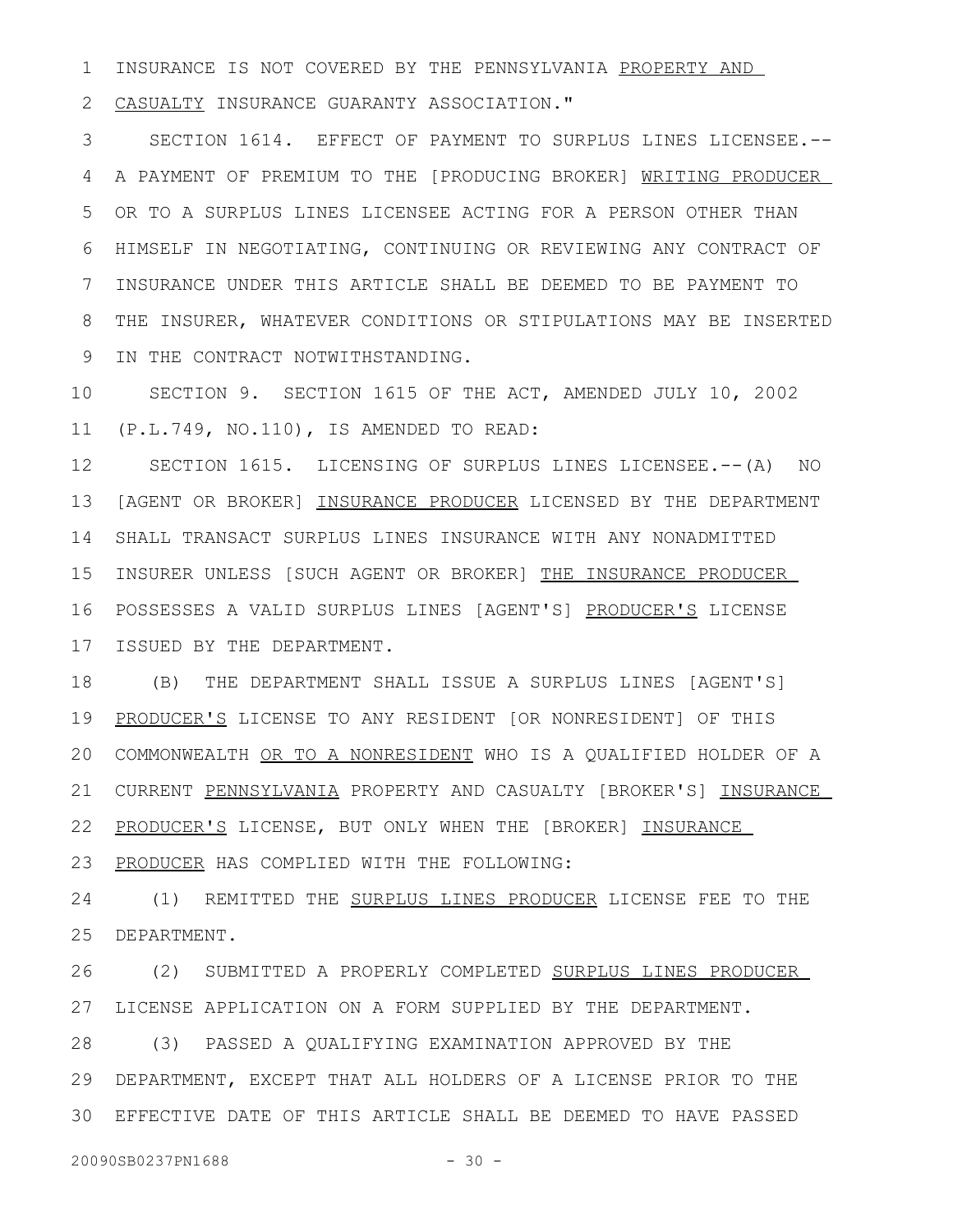INSURANCE IS NOT COVERED BY THE PENNSYLVANIA PROPERTY AND CASUALTY INSURANCE GUARANTY ASSOCIATION."

SECTION 1614. EFFECT OF PAYMENT TO SURPLUS LINES LICENSEE.--A PAYMENT OF PREMIUM TO THE [PRODUCING BROKER] WRITING PRODUCER OR TO A SURPLUS LINES LICENSEE ACTING FOR A PERSON OTHER THAN HIMSELF IN NEGOTIATING, CONTINUING OR REVIEWING ANY CONTRACT OF INSURANCE UNDER THIS ARTICLE SHALL BE DEEMED TO BE PAYMENT TO THE INSURER, WHATEVER CONDITIONS OR STIPULATIONS MAY BE INSERTED IN THE CONTRACT NOTWITHSTANDING.

SECTION 9. SECTION 1615 OF THE ACT, AMENDED JULY 10, 2002 (P.L.749, NO.110), IS AMENDED TO READ:

SECTION 1615. LICENSING OF SURPLUS LINES LICENSEE.--(A) NO [AGENT OR BROKER] INSURANCE PRODUCER LICENSED BY THE DEPARTMENT SHALL TRANSACT SURPLUS LINES INSURANCE WITH ANY NONADMITTED INSURER UNLESS [SUCH AGENT OR BROKER] THE INSURANCE PRODUCER POSSESSES A VALID SURPLUS LINES [AGENT'S] PRODUCER'S LICENSE ISSUED BY THE DEPARTMENT.

(B) THE DEPARTMENT SHALL ISSUE A SURPLUS LINES [AGENT'S] PRODUCER'S LICENSE TO ANY RESIDENT [OR NONRESIDENT] OF THIS COMMONWEALTH OR TO A NONRESIDENT WHO IS A QUALIFIED HOLDER OF A CURRENT PENNSYLVANIA PROPERTY AND CASUALTY [BROKER'S] INSURANCE PRODUCER'S LICENSE, BUT ONLY WHEN THE [BROKER] INSURANCE PRODUCER HAS COMPLIED WITH THE FOLLOWING:

(1) REMITTED THE SURPLUS LINES PRODUCER LICENSE FEE TO THE DEPARTMENT.

(2) SUBMITTED A PROPERLY COMPLETED SURPLUS LINES PRODUCER LICENSE APPLICATION ON A FORM SUPPLIED BY THE DEPARTMENT.

(3) PASSED A QUALIFYING EXAMINATION APPROVED BY THE DEPARTMENT, EXCEPT THAT ALL HOLDERS OF A LICENSE PRIOR TO THE EFFECTIVE DATE OF THIS ARTICLE SHALL BE DEEMED TO HAVE PASSED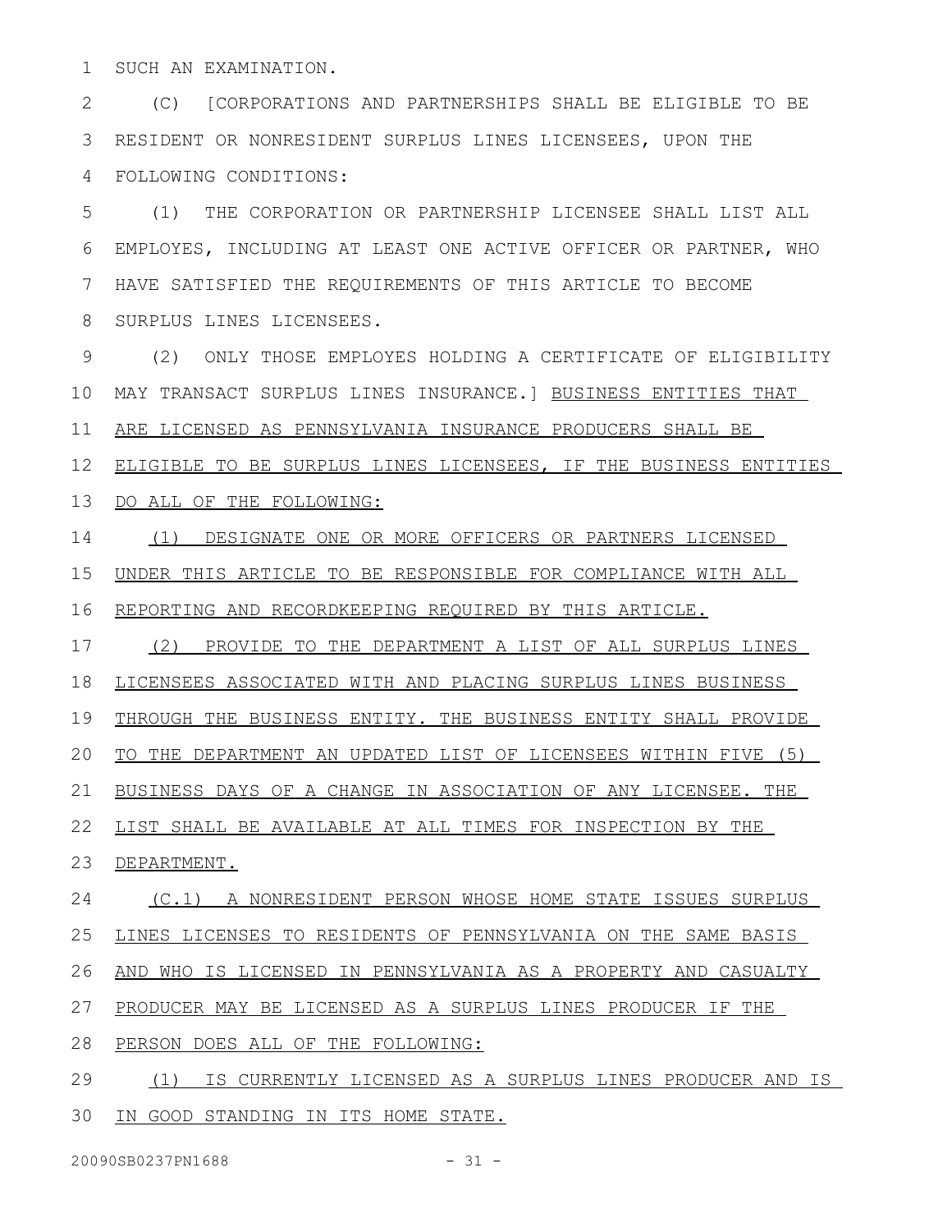SUCH AN EXAMINATION.

(C) [CORPORATIONS AND PARTNERSHIPS SHALL BE ELIGIBLE TO BE RESIDENT OR NONRESIDENT SURPLUS LINES LICENSEES, UPON THE FOLLOWING CONDITIONS:

(1) THE CORPORATION OR PARTNERSHIP LICENSEE SHALL LIST ALL EMPLOYES, INCLUDING AT LEAST ONE ACTIVE OFFICER OR PARTNER, WHO HAVE SATISFIED THE REQUIREMENTS OF THIS ARTICLE TO BECOME SURPLUS LINES LICENSEES.

(2) ONLY THOSE EMPLOYES HOLDING A CERTIFICATE OF ELIGIBILITY MAY TRANSACT SURPLUS LINES INSURANCE.] BUSINESS ENTITIES THAT ARE LICENSED AS PENNSYLVANIA INSURANCE PRODUCERS SHALL BE ELIGIBLE TO BE SURPLUS LINES LICENSEES, IF THE BUSINESS ENTITIES DO ALL OF THE FOLLOWING:

(1) DESIGNATE ONE OR MORE OFFICERS OR PARTNERS LICENSED UNDER THIS ARTICLE TO BE RESPONSIBLE FOR COMPLIANCE WITH ALL REPORTING AND RECORDKEEPING REQUIRED BY THIS ARTICLE.

(2) PROVIDE TO THE DEPARTMENT A LIST OF ALL SURPLUS LINES LICENSEES ASSOCIATED WITH AND PLACING SURPLUS LINES BUSINESS THROUGH THE BUSINESS ENTITY. THE BUSINESS ENTITY SHALL PROVIDE TO THE DEPARTMENT AN UPDATED LIST OF LICENSEES WITHIN FIVE (5) BUSINESS DAYS OF A CHANGE IN ASSOCIATION OF ANY LICENSEE. THE LIST SHALL BE AVAILABLE AT ALL TIMES FOR INSPECTION BY THE DEPARTMENT.

(C.1) A NONRESIDENT PERSON WHOSE HOME STATE ISSUES SURPLUS LINES LICENSES TO RESIDENTS OF PENNSYLVANIA ON THE SAME BASIS AND WHO IS LICENSED IN PENNSYLVANIA AS A PROPERTY AND CASUALTY PRODUCER MAY BE LICENSED AS A SURPLUS LINES PRODUCER IF THE PERSON DOES ALL OF THE FOLLOWING:

(1) IS CURRENTLY LICENSED AS A SURPLUS LINES PRODUCER AND IS IN GOOD STANDING IN ITS HOME STATE.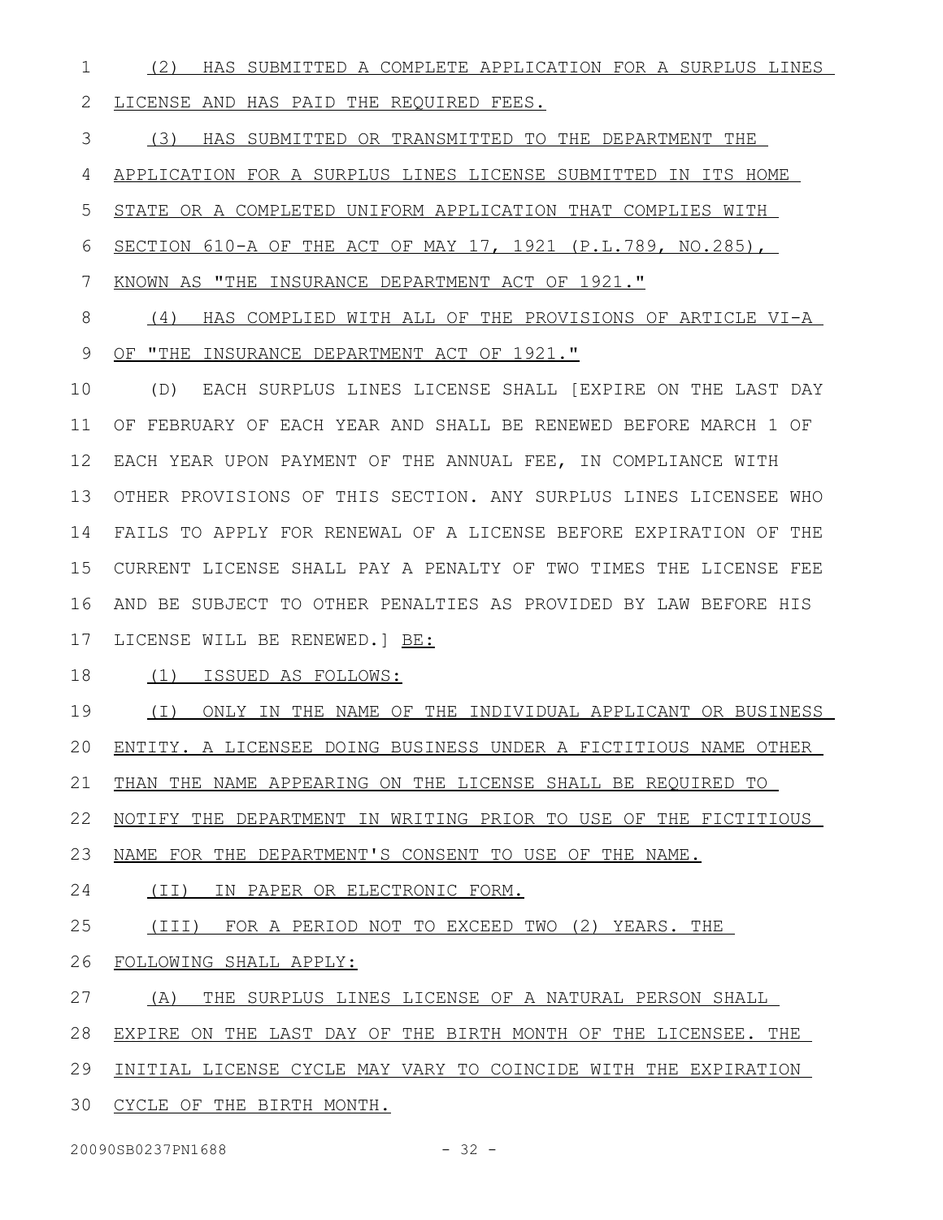(2) HAS SUBMITTED A COMPLETE APPLICATION FOR A SURPLUS LINES LICENSE AND HAS PAID THE REQUIRED FEES.

(3) HAS SUBMITTED OR TRANSMITTED TO THE DEPARTMENT THE APPLICATION FOR A SURPLUS LINES LICENSE SUBMITTED IN ITS HOME STATE OR A COMPLETED UNIFORM APPLICATION THAT COMPLIES WITH SECTION 610-A OF THE ACT OF MAY 17, 1921 (P.L.789, NO.285), KNOWN AS "THE INSURANCE DEPARTMENT ACT OF 1921."

(4) HAS COMPLIED WITH ALL OF THE PROVISIONS OF ARTICLE VI-A OF "THE INSURANCE DEPARTMENT ACT OF 1921."

(D) EACH SURPLUS LINES LICENSE SHALL [EXPIRE ON THE LAST DAY OF FEBRUARY OF EACH YEAR AND SHALL BE RENEWED BEFORE MARCH 1 OF EACH YEAR UPON PAYMENT OF THE ANNUAL FEE, IN COMPLIANCE WITH OTHER PROVISIONS OF THIS SECTION. ANY SURPLUS LINES LICENSEE WHO FAILS TO APPLY FOR RENEWAL OF A LICENSE BEFORE EXPIRATION OF THE CURRENT LICENSE SHALL PAY A PENALTY OF TWO TIMES THE LICENSE FEE AND BE SUBJECT TO OTHER PENALTIES AS PROVIDED BY LAW BEFORE HIS LICENSE WILL BE RENEWED.] BE:

(1) ISSUED AS FOLLOWS:

(I) ONLY IN THE NAME OF THE INDIVIDUAL APPLICANT OR BUSINESS ENTITY. A LICENSEE DOING BUSINESS UNDER A FICTITIOUS NAME OTHER THAN THE NAME APPEARING ON THE LICENSE SHALL BE REQUIRED TO NOTIFY THE DEPARTMENT IN WRITING PRIOR TO USE OF THE FICTITIOUS NAME FOR THE DEPARTMENT'S CONSENT TO USE OF THE NAME.

(II) IN PAPER OR ELECTRONIC FORM.

(III) FOR A PERIOD NOT TO EXCEED TWO (2) YEARS. THE FOLLOWING SHALL APPLY:

(A) THE SURPLUS LINES LICENSE OF A NATURAL PERSON SHALL EXPIRE ON THE LAST DAY OF THE BIRTH MONTH OF THE LICENSEE. THE INITIAL LICENSE CYCLE MAY VARY TO COINCIDE WITH THE EXPIRATION CYCLE OF THE BIRTH MONTH.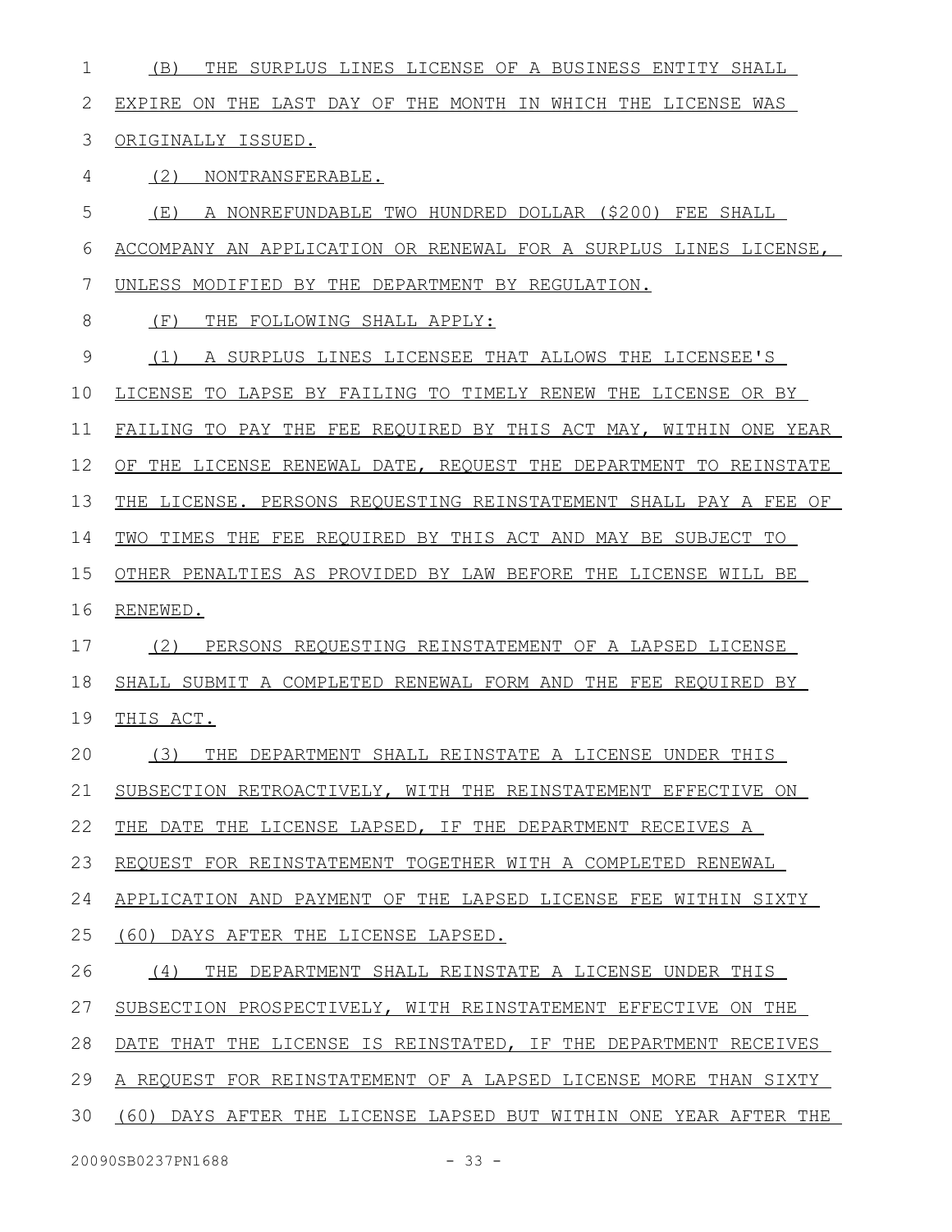(B) THE SURPLUS LINES LICENSE OF A BUSINESS ENTITY SHALL EXPIRE ON THE LAST DAY OF THE MONTH IN WHICH THE LICENSE WAS ORIGINALLY ISSUED.

(2) NONTRANSFERABLE.

(E) A NONREFUNDABLE TWO HUNDRED DOLLAR ($200) FEE SHALL ACCOMPANY AN APPLICATION OR RENEWAL FOR A SURPLUS LINES LICENSE, UNLESS MODIFIED BY THE DEPARTMENT BY REGULATION.

(F) THE FOLLOWING SHALL APPLY:

(1) A SURPLUS LINES LICENSEE THAT ALLOWS THE LICENSEE'S LICENSE TO LAPSE BY FAILING TO TIMELY RENEW THE LICENSE OR BY FAILING TO PAY THE FEE REQUIRED BY THIS ACT MAY, WITHIN ONE YEAR OF THE LICENSE RENEWAL DATE, REQUEST THE DEPARTMENT TO REINSTATE THE LICENSE. PERSONS REQUESTING REINSTATEMENT SHALL PAY A FEE OF TWO TIMES THE FEE REQUIRED BY THIS ACT AND MAY BE SUBJECT TO OTHER PENALTIES AS PROVIDED BY LAW BEFORE THE LICENSE WILL BE RENEWED.

(2) PERSONS REQUESTING REINSTATEMENT OF A LAPSED LICENSE SHALL SUBMIT A COMPLETED RENEWAL FORM AND THE FEE REQUIRED BY THIS ACT.

(3) THE DEPARTMENT SHALL REINSTATE A LICENSE UNDER THIS SUBSECTION RETROACTIVELY, WITH THE REINSTATEMENT EFFECTIVE ON THE DATE THE LICENSE LAPSED, IF THE DEPARTMENT RECEIVES A REQUEST FOR REINSTATEMENT TOGETHER WITH A COMPLETED RENEWAL APPLICATION AND PAYMENT OF THE LAPSED LICENSE FEE WITHIN SIXTY (60) DAYS AFTER THE LICENSE LAPSED.

(4) THE DEPARTMENT SHALL REINSTATE A LICENSE UNDER THIS SUBSECTION PROSPECTIVELY, WITH REINSTATEMENT EFFECTIVE ON THE DATE THAT THE LICENSE IS REINSTATED, IF THE DEPARTMENT RECEIVES A REQUEST FOR REINSTATEMENT OF A LAPSED LICENSE MORE THAN SIXTY (60) DAYS AFTER THE LICENSE LAPSED BUT WITHIN ONE YEAR AFTER THE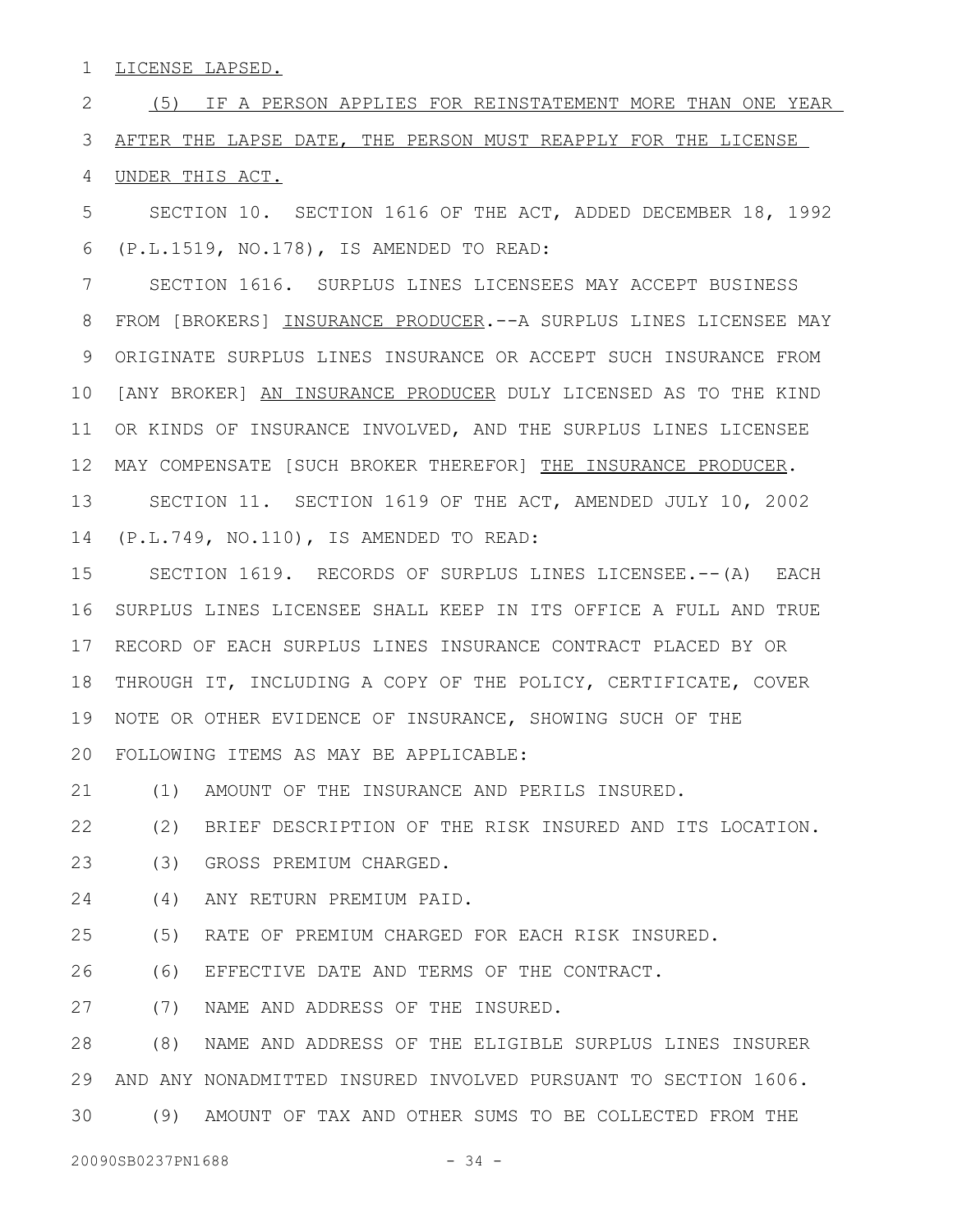LICENSE LAPSED.

(5) IF A PERSON APPLIES FOR REINSTATEMENT MORE THAN ONE YEAR AFTER THE LAPSE DATE, THE PERSON MUST REAPPLY FOR THE LICENSE UNDER THIS ACT.

SECTION 10. SECTION 1616 OF THE ACT, ADDED DECEMBER 18, 1992 (P.L.1519, NO.178), IS AMENDED TO READ:

SECTION 1616. SURPLUS LINES LICENSEES MAY ACCEPT BUSINESS FROM [BROKERS] INSURANCE PRODUCER.--A SURPLUS LINES LICENSEE MAY ORIGINATE SURPLUS LINES INSURANCE OR ACCEPT SUCH INSURANCE FROM [ANY BROKER] AN INSURANCE PRODUCER DULY LICENSED AS TO THE KIND OR KINDS OF INSURANCE INVOLVED, AND THE SURPLUS LINES LICENSEE MAY COMPENSATE [SUCH BROKER THEREFOR] THE INSURANCE PRODUCER.

SECTION 11. SECTION 1619 OF THE ACT, AMENDED JULY 10, 2002 (P.L.749, NO.110), IS AMENDED TO READ:

SECTION 1619. RECORDS OF SURPLUS LINES LICENSEE.--(A) EACH SURPLUS LINES LICENSEE SHALL KEEP IN ITS OFFICE A FULL AND TRUE RECORD OF EACH SURPLUS LINES INSURANCE CONTRACT PLACED BY OR THROUGH IT, INCLUDING A COPY OF THE POLICY, CERTIFICATE, COVER NOTE OR OTHER EVIDENCE OF INSURANCE, SHOWING SUCH OF THE FOLLOWING ITEMS AS MAY BE APPLICABLE:

(1) AMOUNT OF THE INSURANCE AND PERILS INSURED.

(2) BRIEF DESCRIPTION OF THE RISK INSURED AND ITS LOCATION.

(3) GROSS PREMIUM CHARGED.

(4) ANY RETURN PREMIUM PAID.

(5) RATE OF PREMIUM CHARGED FOR EACH RISK INSURED.

(6) EFFECTIVE DATE AND TERMS OF THE CONTRACT.

(7) NAME AND ADDRESS OF THE INSURED.

(8) NAME AND ADDRESS OF THE ELIGIBLE SURPLUS LINES INSURER AND ANY NONADMITTED INSURED INVOLVED PURSUANT TO SECTION 1606.

(9) AMOUNT OF TAX AND OTHER SUMS TO BE COLLECTED FROM THE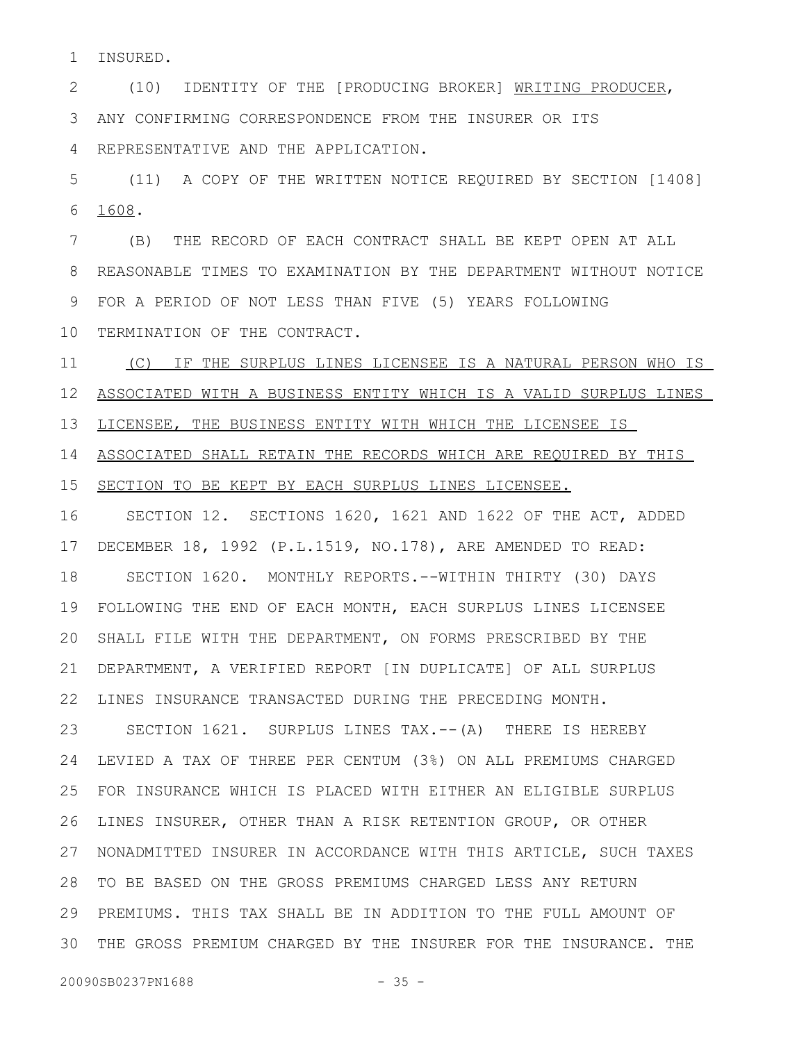INSURED.

(10) IDENTITY OF THE [PRODUCING BROKER] WRITING PRODUCER, ANY CONFIRMING CORRESPONDENCE FROM THE INSURER OR ITS REPRESENTATIVE AND THE APPLICATION.

(11) A COPY OF THE WRITTEN NOTICE REQUIRED BY SECTION [1408] 1608.

(B) THE RECORD OF EACH CONTRACT SHALL BE KEPT OPEN AT ALL REASONABLE TIMES TO EXAMINATION BY THE DEPARTMENT WITHOUT NOTICE FOR A PERIOD OF NOT LESS THAN FIVE (5) YEARS FOLLOWING TERMINATION OF THE CONTRACT.

(C) IF THE SURPLUS LINES LICENSEE IS A NATURAL PERSON WHO IS ASSOCIATED WITH A BUSINESS ENTITY WHICH IS A VALID SURPLUS LINES LICENSEE, THE BUSINESS ENTITY WITH WHICH THE LICENSEE IS ASSOCIATED SHALL RETAIN THE RECORDS WHICH ARE REQUIRED BY THIS SECTION TO BE KEPT BY EACH SURPLUS LINES LICENSEE.

SECTION 12. SECTIONS 1620, 1621 AND 1622 OF THE ACT, ADDED DECEMBER 18, 1992 (P.L.1519, NO.178), ARE AMENDED TO READ:

SECTION 1620. MONTHLY REPORTS.--WITHIN THIRTY (30) DAYS FOLLOWING THE END OF EACH MONTH, EACH SURPLUS LINES LICENSEE SHALL FILE WITH THE DEPARTMENT, ON FORMS PRESCRIBED BY THE DEPARTMENT, A VERIFIED REPORT [IN DUPLICATE] OF ALL SURPLUS LINES INSURANCE TRANSACTED DURING THE PRECEDING MONTH.

SECTION 1621. SURPLUS LINES TAX.--(A) THERE IS HEREBY LEVIED A TAX OF THREE PER CENTUM (3%) ON ALL PREMIUMS CHARGED FOR INSURANCE WHICH IS PLACED WITH EITHER AN ELIGIBLE SURPLUS LINES INSURER, OTHER THAN A RISK RETENTION GROUP, OR OTHER NONADMITTED INSURER IN ACCORDANCE WITH THIS ARTICLE, SUCH TAXES TO BE BASED ON THE GROSS PREMIUMS CHARGED LESS ANY RETURN PREMIUMS. THIS TAX SHALL BE IN ADDITION TO THE FULL AMOUNT OF THE GROSS PREMIUM CHARGED BY THE INSURER FOR THE INSURANCE. THE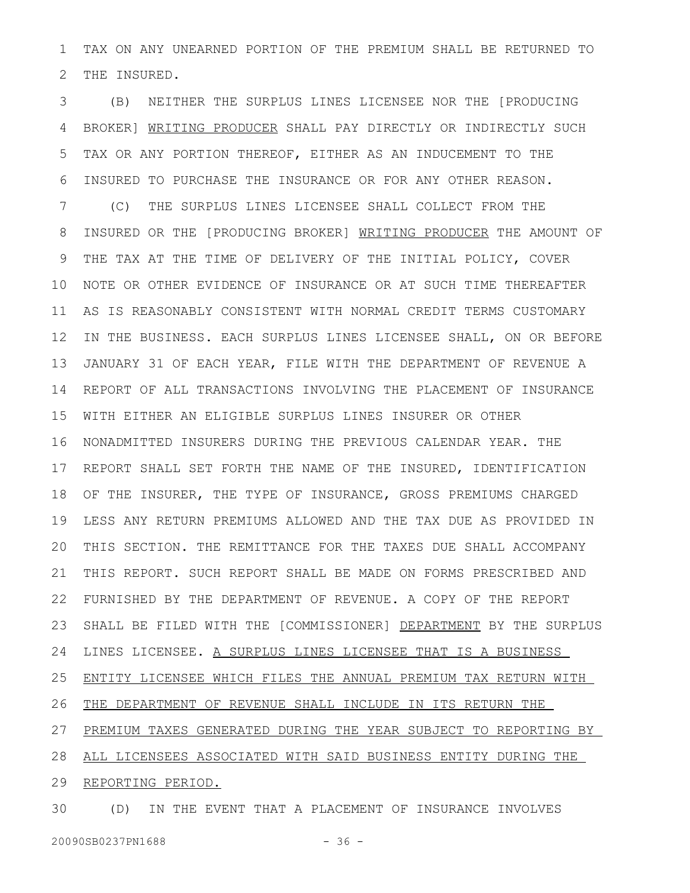TAX ON ANY UNEARNED PORTION OF THE PREMIUM SHALL BE RETURNED TO THE INSURED.

(B) NEITHER THE SURPLUS LINES LICENSEE NOR THE [PRODUCING BROKER] <u>WRITING PRODUCER</u> SHALL PAY DIRECTLY OR INDIRECTLY SUCH TAX OR ANY PORTION THEREOF, EITHER AS AN INDUCEMENT TO THE INSURED TO PURCHASE THE INSURANCE OR FOR ANY OTHER REASON.

(C) THE SURPLUS LINES LICENSEE SHALL COLLECT FROM THE INSURED OR THE [PRODUCING BROKER] <u>WRITING PRODUCER</u> THE AMOUNT OF THE TAX AT THE TIME OF DELIVERY OF THE INITIAL POLICY, COVER NOTE OR OTHER EVIDENCE OF INSURANCE OR AT SUCH TIME THEREAFTER AS IS REASONABLY CONSISTENT WITH NORMAL CREDIT TERMS CUSTOMARY IN THE BUSINESS. EACH SURPLUS LINES LICENSEE SHALL, ON OR BEFORE JANUARY 31 OF EACH YEAR, FILE WITH THE DEPARTMENT OF REVENUE A REPORT OF ALL TRANSACTIONS INVOLVING THE PLACEMENT OF INSURANCE WITH EITHER AN ELIGIBLE SURPLUS LINES INSURER OR OTHER NONADMITTED INSURERS DURING THE PREVIOUS CALENDAR YEAR. THE REPORT SHALL SET FORTH THE NAME OF THE INSURED, IDENTIFICATION OF THE INSURER, THE TYPE OF INSURANCE, GROSS PREMIUMS CHARGED LESS ANY RETURN PREMIUMS ALLOWED AND THE TAX DUE AS PROVIDED IN THIS SECTION. THE REMITTANCE FOR THE TAXES DUE SHALL ACCOMPANY THIS REPORT. SUCH REPORT SHALL BE MADE ON FORMS PRESCRIBED AND FURNISHED BY THE DEPARTMENT OF REVENUE. A COPY OF THE REPORT SHALL BE FILED WITH THE [COMMISSIONER] <u>DEPARTMENT</u> BY THE SURPLUS LINES LICENSEE. <u>A SURPLUS LINES LICENSEE THAT IS A BUSINESS ENTITY LICENSEE WHICH FILES THE ANNUAL PREMIUM TAX RETURN WITH THE DEPARTMENT OF REVENUE SHALL INCLUDE IN ITS RETURN THE PREMIUM TAXES GENERATED DURING THE YEAR SUBJECT TO REPORTING BY ALL LICENSEES ASSOCIATED WITH SAID BUSINESS ENTITY DURING THE REPORTING PERIOD.</u>

(D) IN THE EVENT THAT A PLACEMENT OF INSURANCE INVOLVES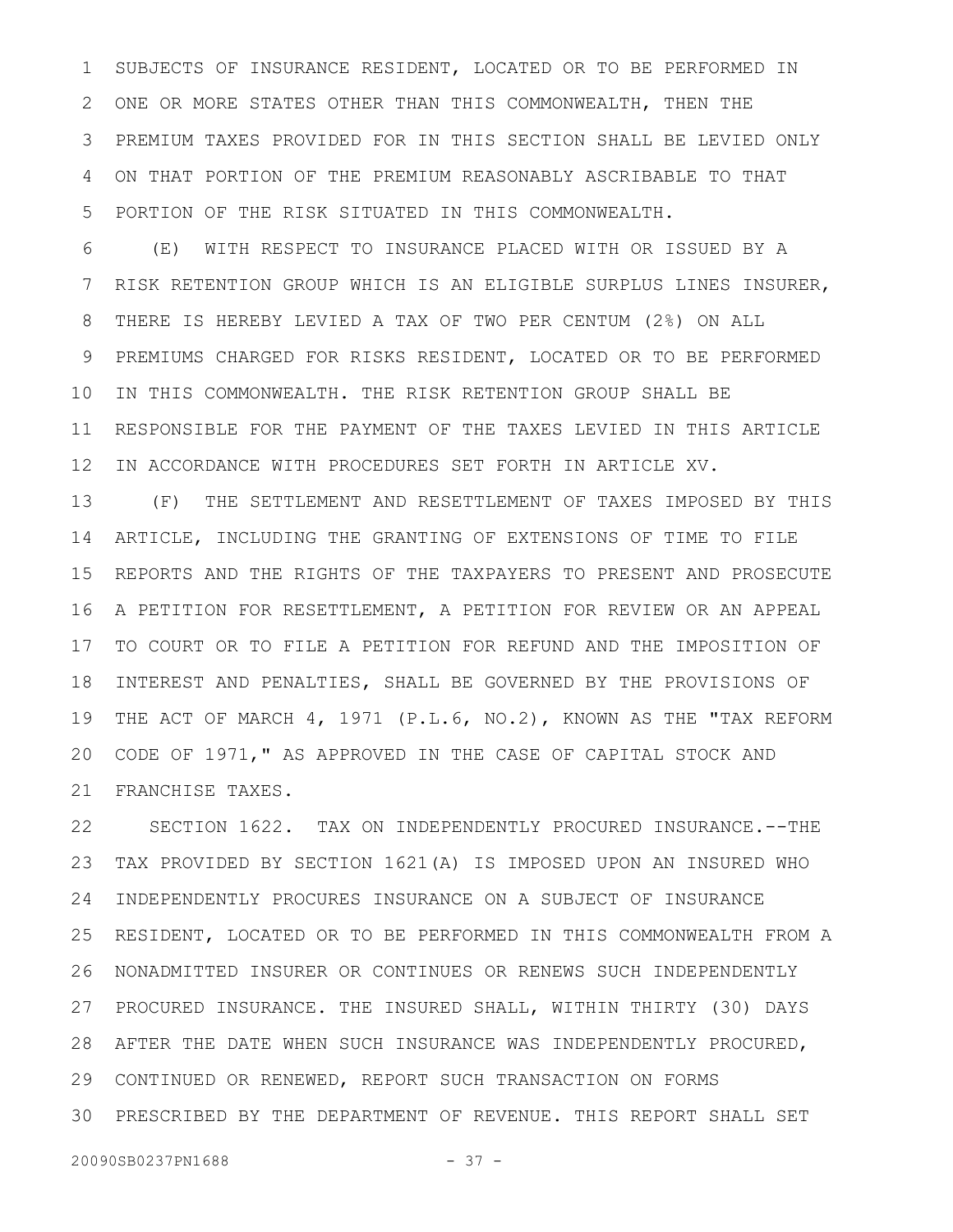SUBJECTS OF INSURANCE RESIDENT, LOCATED OR TO BE PERFORMED IN ONE OR MORE STATES OTHER THAN THIS COMMONWEALTH, THEN THE PREMIUM TAXES PROVIDED FOR IN THIS SECTION SHALL BE LEVIED ONLY ON THAT PORTION OF THE PREMIUM REASONABLY ASCRIBABLE TO THAT PORTION OF THE RISK SITUATED IN THIS COMMONWEALTH.

(E) WITH RESPECT TO INSURANCE PLACED WITH OR ISSUED BY A RISK RETENTION GROUP WHICH IS AN ELIGIBLE SURPLUS LINES INSURER, THERE IS HEREBY LEVIED A TAX OF TWO PER CENTUM (2%) ON ALL PREMIUMS CHARGED FOR RISKS RESIDENT, LOCATED OR TO BE PERFORMED IN THIS COMMONWEALTH. THE RISK RETENTION GROUP SHALL BE RESPONSIBLE FOR THE PAYMENT OF THE TAXES LEVIED IN THIS ARTICLE IN ACCORDANCE WITH PROCEDURES SET FORTH IN ARTICLE XV.

(F) THE SETTLEMENT AND RESETTLEMENT OF TAXES IMPOSED BY THIS ARTICLE, INCLUDING THE GRANTING OF EXTENSIONS OF TIME TO FILE REPORTS AND THE RIGHTS OF THE TAXPAYERS TO PRESENT AND PROSECUTE A PETITION FOR RESETTLEMENT, A PETITION FOR REVIEW OR AN APPEAL TO COURT OR TO FILE A PETITION FOR REFUND AND THE IMPOSITION OF INTEREST AND PENALTIES, SHALL BE GOVERNED BY THE PROVISIONS OF THE ACT OF MARCH 4, 1971 (P.L.6, NO.2), KNOWN AS THE "TAX REFORM CODE OF 1971," AS APPROVED IN THE CASE OF CAPITAL STOCK AND FRANCHISE TAXES.

SECTION 1622. TAX ON INDEPENDENTLY PROCURED INSURANCE.--THE TAX PROVIDED BY SECTION 1621(A) IS IMPOSED UPON AN INSURED WHO INDEPENDENTLY PROCURES INSURANCE ON A SUBJECT OF INSURANCE RESIDENT, LOCATED OR TO BE PERFORMED IN THIS COMMONWEALTH FROM A NONADMITTED INSURER OR CONTINUES OR RENEWS SUCH INDEPENDENTLY PROCURED INSURANCE. THE INSURED SHALL, WITHIN THIRTY (30) DAYS AFTER THE DATE WHEN SUCH INSURANCE WAS INDEPENDENTLY PROCURED, CONTINUED OR RENEWED, REPORT SUCH TRANSACTION ON FORMS PRESCRIBED BY THE DEPARTMENT OF REVENUE. THIS REPORT SHALL SET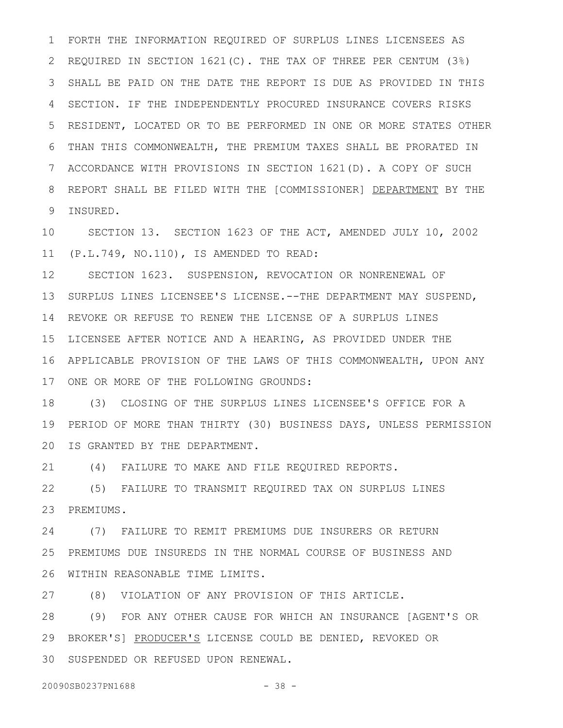FORTH THE INFORMATION REQUIRED OF SURPLUS LINES LICENSEES AS REQUIRED IN SECTION 1621(C). THE TAX OF THREE PER CENTUM (3%) SHALL BE PAID ON THE DATE THE REPORT IS DUE AS PROVIDED IN THIS SECTION. IF THE INDEPENDENTLY PROCURED INSURANCE COVERS RISKS RESIDENT, LOCATED OR TO BE PERFORMED IN ONE OR MORE STATES OTHER THAN THIS COMMONWEALTH, THE PREMIUM TAXES SHALL BE PRORATED IN ACCORDANCE WITH PROVISIONS IN SECTION 1621(D). A COPY OF SUCH REPORT SHALL BE FILED WITH THE [COMMISSIONER] <u>DEPARTMENT</u> BY THE INSURED.

SECTION 13. SECTION 1623 OF THE ACT, AMENDED JULY 10, 2002 (P.L.749, NO.110), IS AMENDED TO READ:

SECTION 1623. SUSPENSION, REVOCATION OR NONRENEWAL OF SURPLUS LINES LICENSEE'S LICENSE.--THE DEPARTMENT MAY SUSPEND, REVOKE OR REFUSE TO RENEW THE LICENSE OF A SURPLUS LINES LICENSEE AFTER NOTICE AND A HEARING, AS PROVIDED UNDER THE APPLICABLE PROVISION OF THE LAWS OF THIS COMMONWEALTH, UPON ANY ONE OR MORE OF THE FOLLOWING GROUNDS:

(3) CLOSING OF THE SURPLUS LINES LICENSEE'S OFFICE FOR A PERIOD OF MORE THAN THIRTY (30) BUSINESS DAYS, UNLESS PERMISSION IS GRANTED BY THE DEPARTMENT.

(4) FAILURE TO MAKE AND FILE REQUIRED REPORTS.

(5) FAILURE TO TRANSMIT REQUIRED TAX ON SURPLUS LINES PREMIUMS.

(7) FAILURE TO REMIT PREMIUMS DUE INSURERS OR RETURN PREMIUMS DUE INSUREDS IN THE NORMAL COURSE OF BUSINESS AND WITHIN REASONABLE TIME LIMITS.

(8) VIOLATION OF ANY PROVISION OF THIS ARTICLE.

(9) FOR ANY OTHER CAUSE FOR WHICH AN INSURANCE [AGENT'S OR BROKER'S] <u>PRODUCER'S</u> LICENSE COULD BE DENIED, REVOKED OR SUSPENDED OR REFUSED UPON RENEWAL.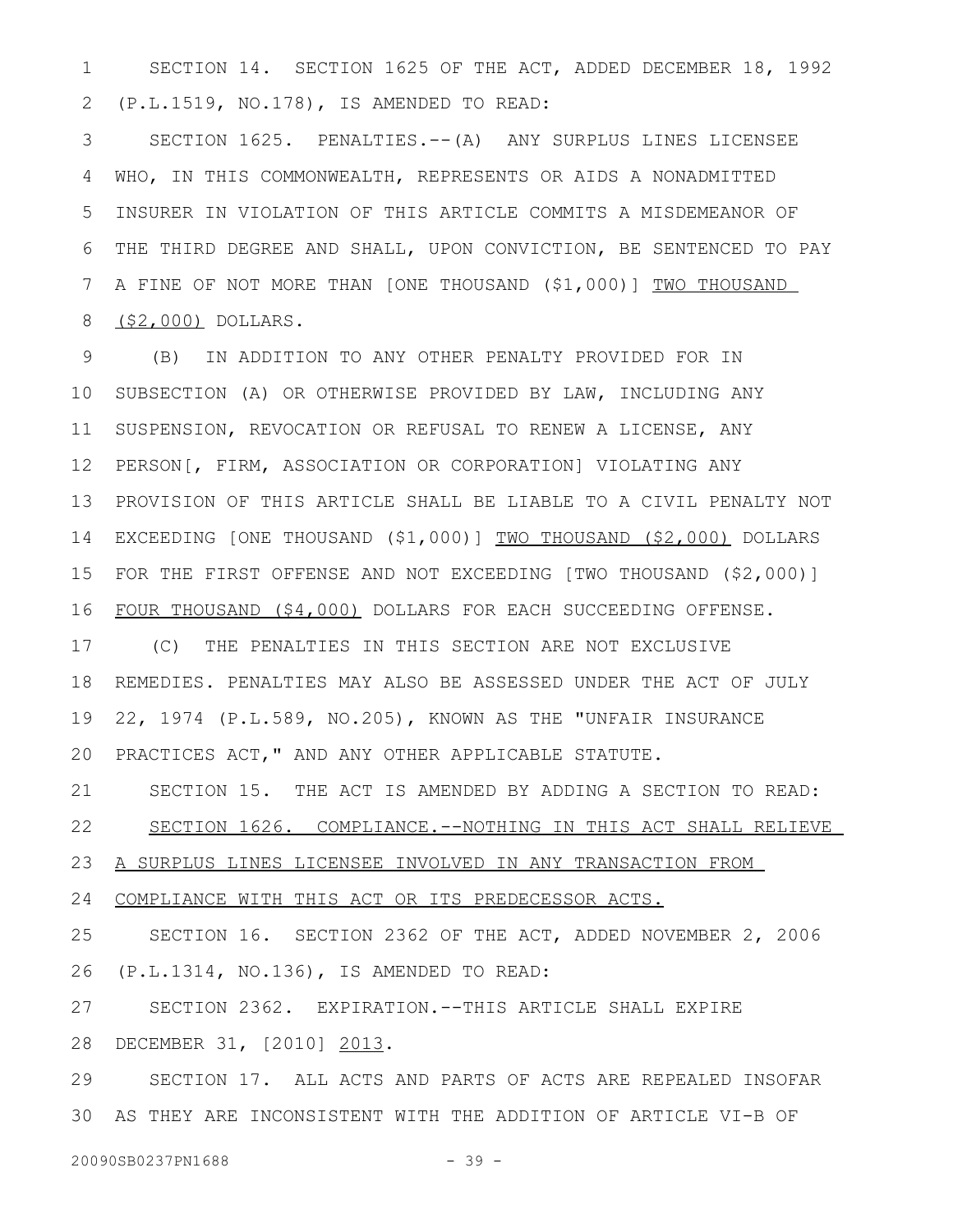SECTION 14. SECTION 1625 OF THE ACT, ADDED DECEMBER 18, 1992 (P.L.1519, NO.178), IS AMENDED TO READ:

SECTION 1625. PENALTIES.--(A) ANY SURPLUS LINES LICENSEE WHO, IN THIS COMMONWEALTH, REPRESENTS OR AIDS A NONADMITTED INSURER IN VIOLATION OF THIS ARTICLE COMMITS A MISDEMEANOR OF THE THIRD DEGREE AND SHALL, UPON CONVICTION, BE SENTENCED TO PAY A FINE OF NOT MORE THAN [ONE THOUSAND ($1,000)] <u>TWO THOUSAND ($2,000)</u> DOLLARS.

(B) IN ADDITION TO ANY OTHER PENALTY PROVIDED FOR IN SUBSECTION (A) OR OTHERWISE PROVIDED BY LAW, INCLUDING ANY SUSPENSION, REVOCATION OR REFUSAL TO RENEW A LICENSE, ANY PERSON[, FIRM, ASSOCIATION OR CORPORATION] VIOLATING ANY PROVISION OF THIS ARTICLE SHALL BE LIABLE TO A CIVIL PENALTY NOT EXCEEDING [ONE THOUSAND ($1,000)] <u>TWO THOUSAND ($2,000)</u> DOLLARS FOR THE FIRST OFFENSE AND NOT EXCEEDING [TWO THOUSAND ($2,000)] <u>FOUR THOUSAND ($4,000)</u> DOLLARS FOR EACH SUCCEEDING OFFENSE.

(C) THE PENALTIES IN THIS SECTION ARE NOT EXCLUSIVE REMEDIES. PENALTIES MAY ALSO BE ASSESSED UNDER THE ACT OF JULY 22, 1974 (P.L.589, NO.205), KNOWN AS THE "UNFAIR INSURANCE PRACTICES ACT," AND ANY OTHER APPLICABLE STATUTE.

SECTION 15. THE ACT IS AMENDED BY ADDING A SECTION TO READ:

<u>SECTION 1626. COMPLIANCE.--NOTHING IN THIS ACT SHALL RELIEVE A SURPLUS LINES LICENSEE INVOLVED IN ANY TRANSACTION FROM COMPLIANCE WITH THIS ACT OR ITS PREDECESSOR ACTS.</u>

SECTION 16. SECTION 2362 OF THE ACT, ADDED NOVEMBER 2, 2006 (P.L.1314, NO.136), IS AMENDED TO READ:

SECTION 2362. EXPIRATION.--THIS ARTICLE SHALL EXPIRE DECEMBER 31, [2010] <u>2013</u>.

SECTION 17. ALL ACTS AND PARTS OF ACTS ARE REPEALED INSOFAR AS THEY ARE INCONSISTENT WITH THE ADDITION OF ARTICLE VI-B OF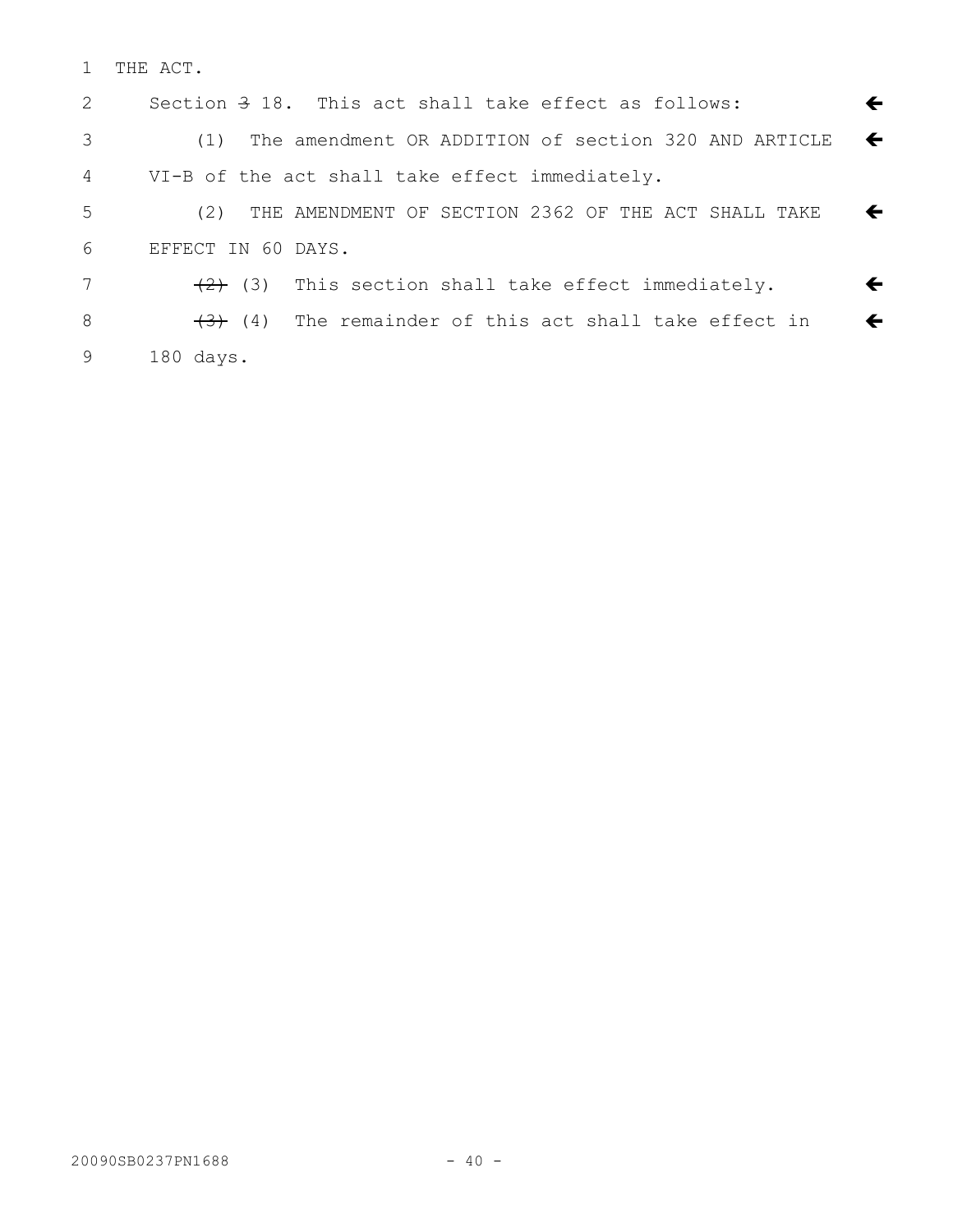THE ACT.

Section ~~3~~ 18. This act shall take effect as follows:

(1) The amendment OR ADDITION of section 320 AND ARTICLE VI-B of the act shall take effect immediately.

(2) THE AMENDMENT OF SECTION 2362 OF THE ACT SHALL TAKE EFFECT IN 60 DAYS.

~~(2)~~ (3) This section shall take effect immediately.

~~(3)~~ (4) The remainder of this act shall take effect in 180 days.